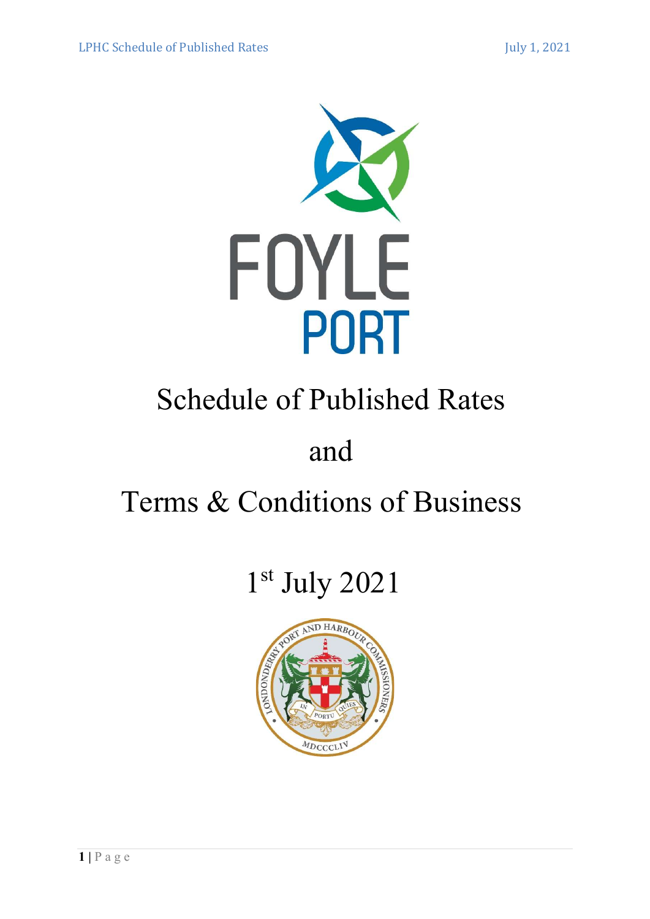FOYLE PORT

# Schedule of Published Rates

# and

# Terms & Conditions of Business

## 1st July 2021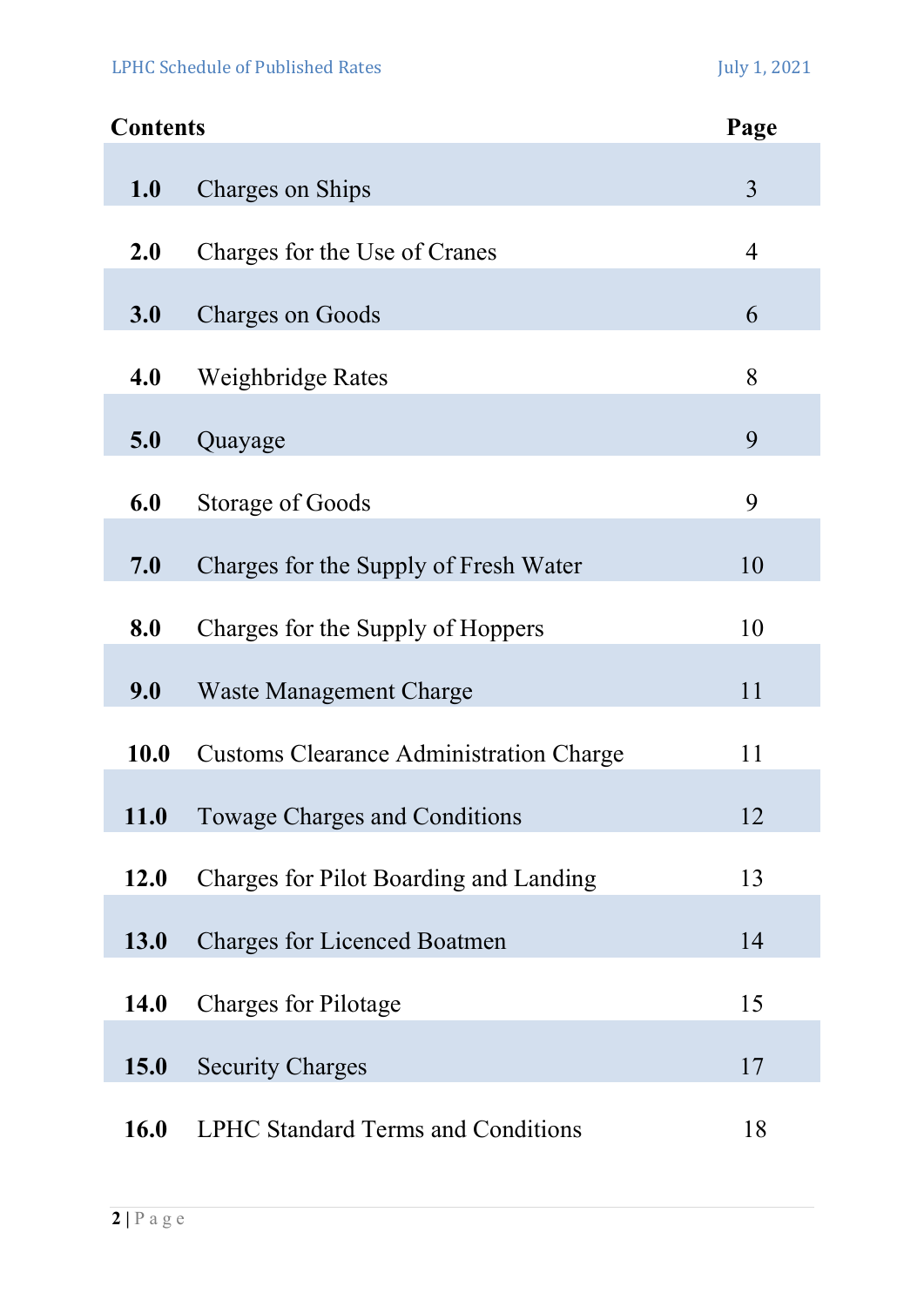| Contents | | Page |
|---|---|---|
| **1.0** | Charges on Ships | 3 |
| **2.0** | Charges for the Use of Cranes | 4 |
| **3.0** | Charges on Goods | 6 |
| **4.0** | Weighbridge Rates | 8 |
| **5.0** | Quayage | 9 |
| **6.0** | Storage of Goods | 9 |
| **7.0** | Charges for the Supply of Fresh Water | 10 |
| **8.0** | Charges for the Supply of Hoppers | 10 |
| **9.0** | Waste Management Charge | 11 |
| **10.0** | Customs Clearance Administration Charge | 11 |
| **11.0** | Towage Charges and Conditions | 12 |
| **12.0** | Charges for Pilot Boarding and Landing | 13 |
| **13.0** | Charges for Licenced Boatmen | 14 |
| **14.0** | Charges for Pilotage | 15 |
| **15.0** | Security Charges | 17 |
| **16.0** | LPHC Standard Terms and Conditions | 18 |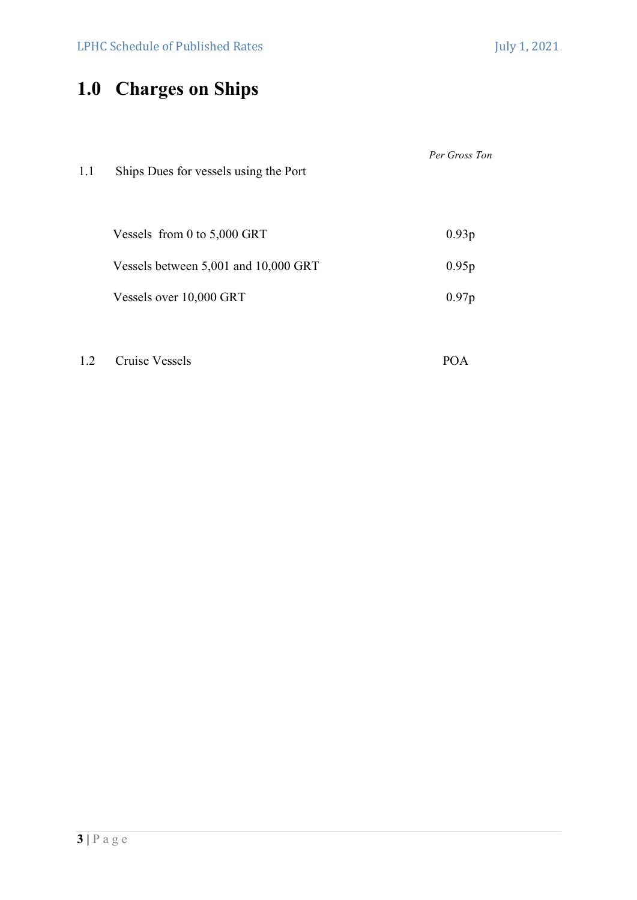# 1.0 Charges on Ships

| | | *Per Gross Ton* |
|---|---|---|
| 1.1 | Ships Dues for vessels using the Port | |
| | Vessels from 0 to 5,000 GRT | 0.93p |
| | Vessels between 5,001 and 10,000 GRT | 0.95p |
| | Vessels over 10,000 GRT | 0.97p |
| 1.2 | Cruise Vessels | POA |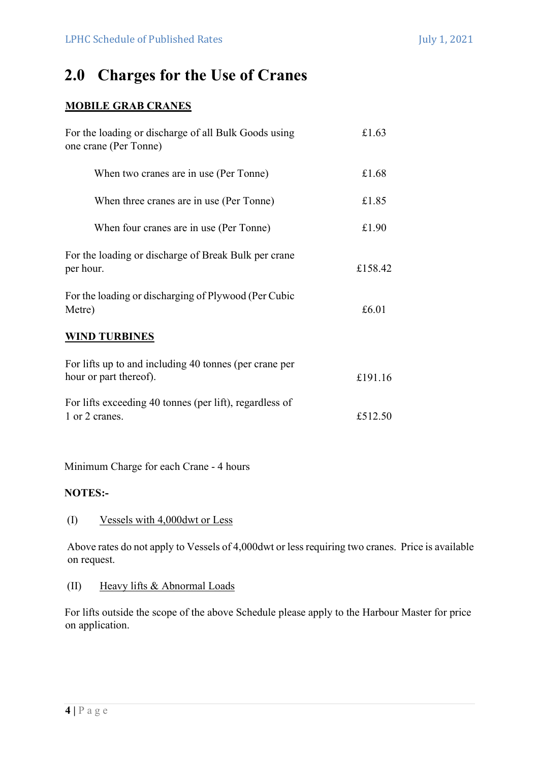# 2.0 Charges for the Use of Cranes

**MOBILE GRAB CRANES**

| | |
|---|---|
| For the loading or discharge of all Bulk Goods using one crane (Per Tonne) | £1.63 |
| When two cranes are in use (Per Tonne) | £1.68 |
| When three cranes are in use (Per Tonne) | £1.85 |
| When four cranes are in use (Per Tonne) | £1.90 |
| For the loading or discharge of Break Bulk per crane per hour. | £158.42 |
| For the loading or discharging of Plywood (Per Cubic Metre) | £6.01 |

**WIND TURBINES**

| | |
|---|---|
| For lifts up to and including 40 tonnes (per crane per hour or part thereof). | £191.16 |
| For lifts exceeding 40 tonnes (per lift), regardless of 1 or 2 cranes. | £512.50 |

Minimum Charge for each Crane - 4 hours

**NOTES:-**

(I) Vessels with 4,000dwt or Less

Above rates do not apply to Vessels of 4,000dwt or less requiring two cranes. Price is available on request.

(II) Heavy lifts & Abnormal Loads

For lifts outside the scope of the above Schedule please apply to the Harbour Master for price on application.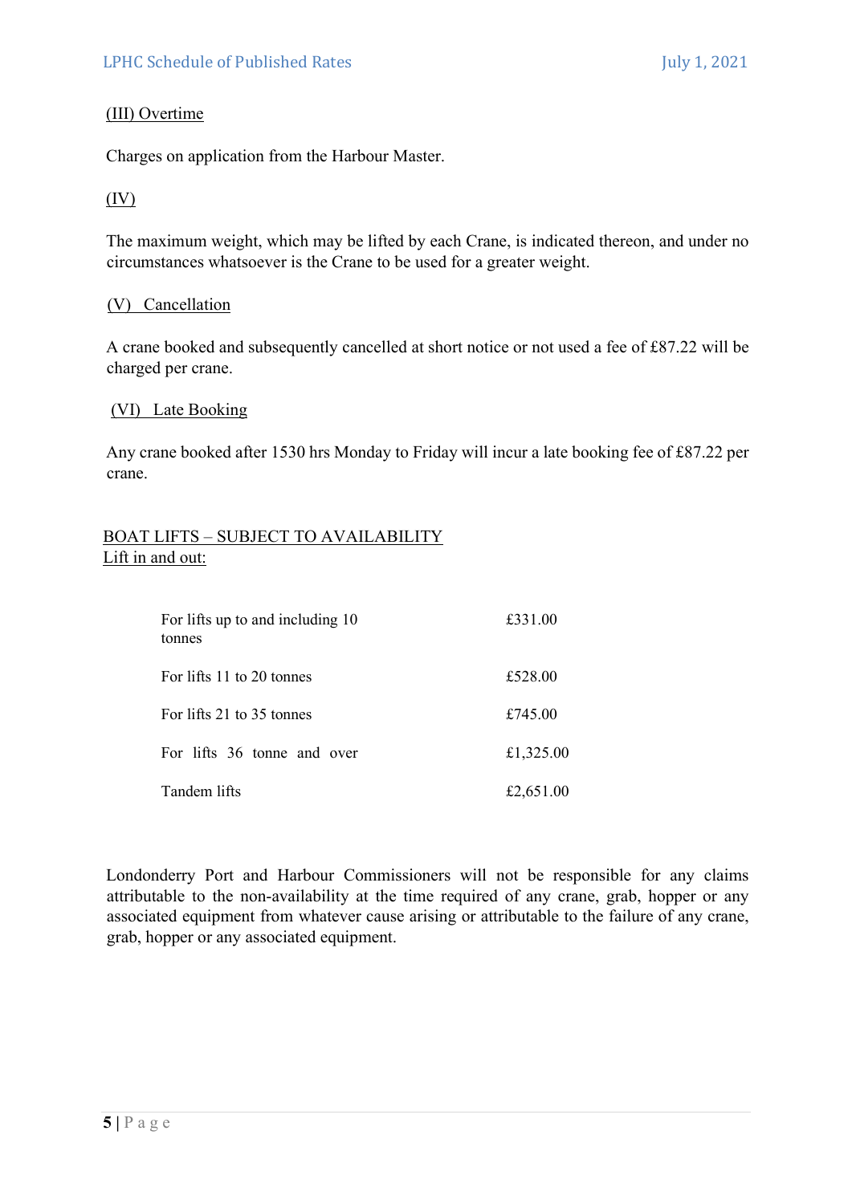(III) Overtime

Charges on application from the Harbour Master.

(IV)

The maximum weight, which may be lifted by each Crane, is indicated thereon, and under no circumstances whatsoever is the Crane to be used for a greater weight.

(V) Cancellation

A crane booked and subsequently cancelled at short notice or not used a fee of £87.22 will be charged per crane.

(VI) Late Booking

Any crane booked after 1530 hrs Monday to Friday will incur a late booking fee of £87.22 per crane.

BOAT LIFTS – SUBJECT TO AVAILABILITY
Lift in and out:

| | |
|---|---|
| For lifts up to and including 10 tonnes | £331.00 |
| For lifts 11 to 20 tonnes | £528.00 |
| For lifts 21 to 35 tonnes | £745.00 |
| For lifts 36 tonne and over | £1,325.00 |
| Tandem lifts | £2,651.00 |

Londonderry Port and Harbour Commissioners will not be responsible for any claims attributable to the non-availability at the time required of any crane, grab, hopper or any associated equipment from whatever cause arising or attributable to the failure of any crane, grab, hopper or any associated equipment.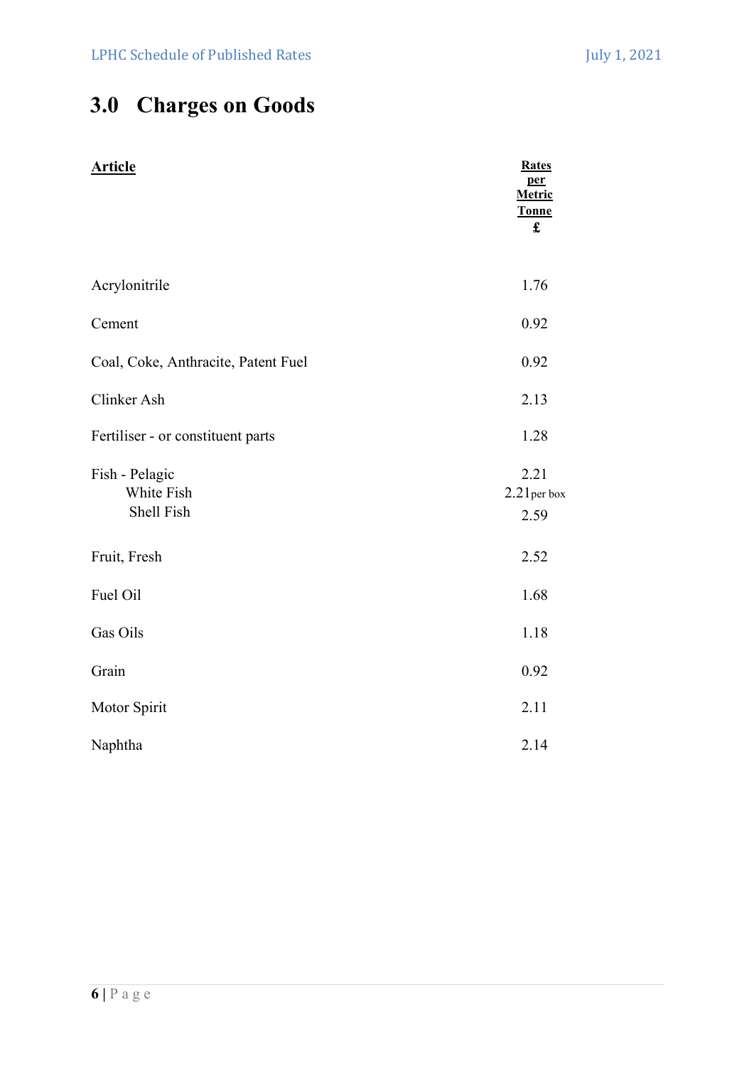# 3.0 Charges on Goods

| Article | Rates per Metric Tonne £ |
|---|---|
| Acrylonitrile | 1.76 |
| Cement | 0.92 |
| Coal, Coke, Anthracite, Patent Fuel | 0.92 |
| Clinker Ash | 2.13 |
| Fertiliser - or constituent parts | 1.28 |
| Fish - Pelagic | 2.21 |
| White Fish | 2.21 per box |
| Shell Fish | 2.59 |
| Fruit, Fresh | 2.52 |
| Fuel Oil | 1.68 |
| Gas Oils | 1.18 |
| Grain | 0.92 |
| Motor Spirit | 2.11 |
| Naphtha | 2.14 |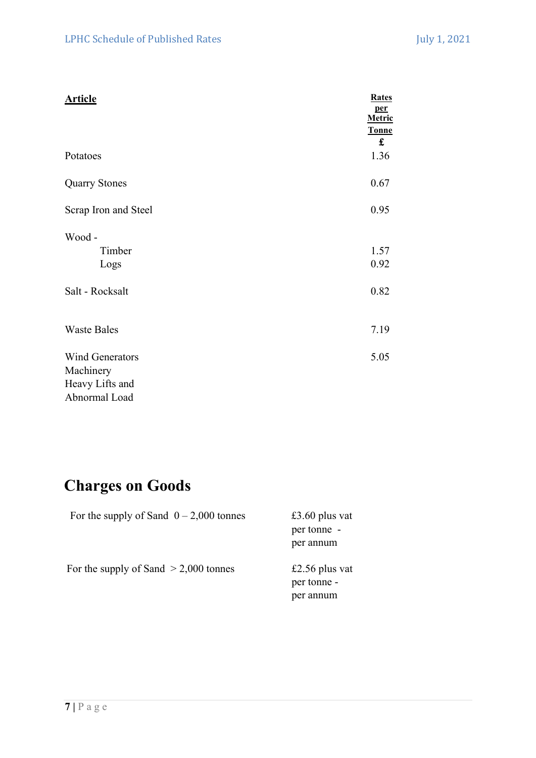| Article | Rates per Metric Tonne £ |
|---|---|
| Potatoes | 1.36 |
| Quarry Stones | 0.67 |
| Scrap Iron and Steel | 0.95 |
| Wood - | |
| Timber | 1.57 |
| Logs | 0.92 |
| Salt - Rocksalt | 0.82 |
| Waste Bales | 7.19 |
| Wind Generators Machinery Heavy Lifts and Abnormal Load | 5.05 |

# Charges on Goods

| | |
|---|---|
| For the supply of Sand 0 – 2,000 tonnes | £3.60 plus vat per tonne - per annum |
| For the supply of Sand > 2,000 tonnes | £2.56 plus vat per tonne - per annum |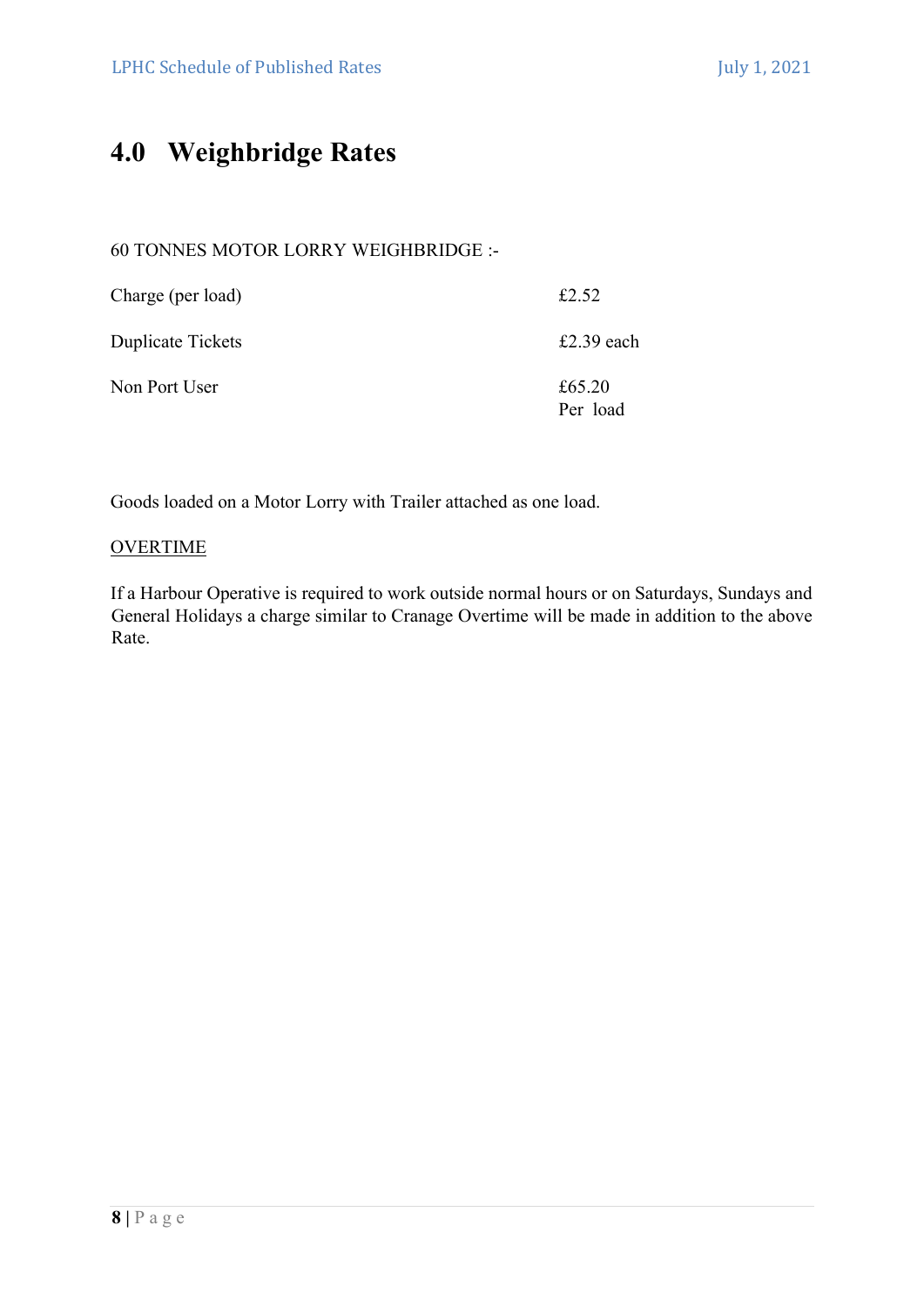# 4.0 Weighbridge Rates

60 TONNES MOTOR LORRY WEIGHBRIDGE :-

| | |
|---|---|
| Charge (per load) | £2.52 |
| Duplicate Tickets | £2.39 each |
| Non Port User | £65.20 Per load |

Goods loaded on a Motor Lorry with Trailer attached as one load.

<u>OVERTIME</u>

If a Harbour Operative is required to work outside normal hours or on Saturdays, Sundays and General Holidays a charge similar to Cranage Overtime will be made in addition to the above Rate.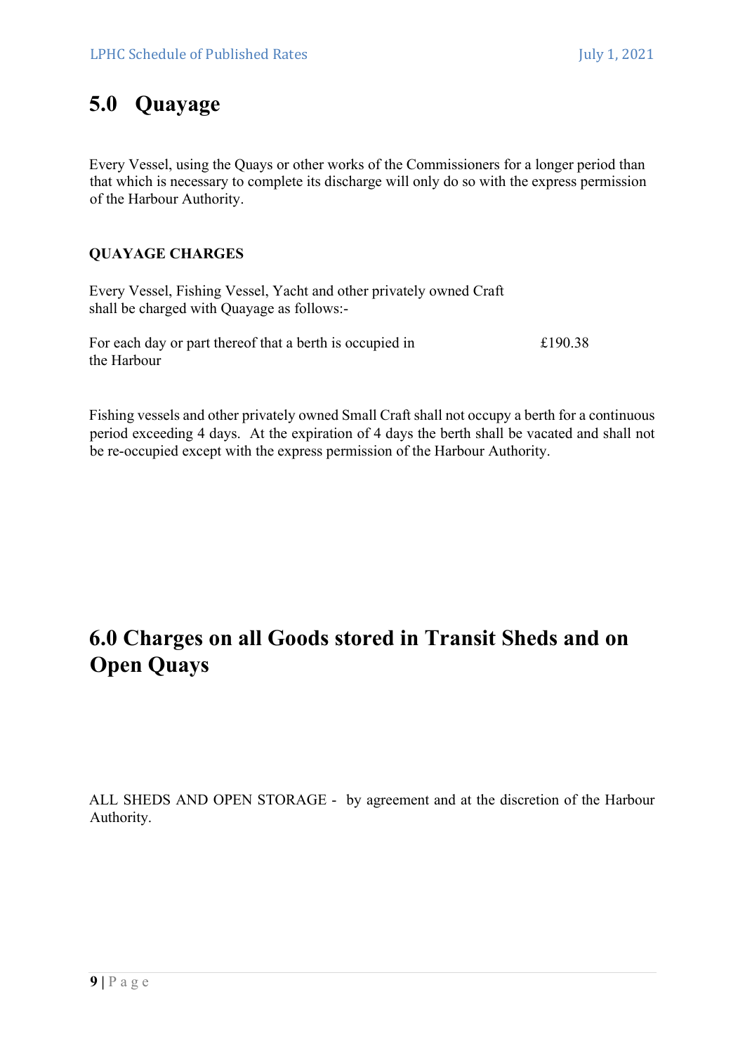# 5.0 Quayage

Every Vessel, using the Quays or other works of the Commissioners for a longer period than that which is necessary to complete its discharge will only do so with the express permission of the Harbour Authority.

**QUAYAGE CHARGES**

Every Vessel, Fishing Vessel, Yacht and other privately owned Craft shall be charged with Quayage as follows:-

| | |
|---|---|
| For each day or part thereof that a berth is occupied in the Harbour | £190.38 |

Fishing vessels and other privately owned Small Craft shall not occupy a berth for a continuous period exceeding 4 days. At the expiration of 4 days the berth shall be vacated and shall not be re-occupied except with the express permission of the Harbour Authority.

# 6.0 Charges on all Goods stored in Transit Sheds and on Open Quays

ALL SHEDS AND OPEN STORAGE - by agreement and at the discretion of the Harbour Authority.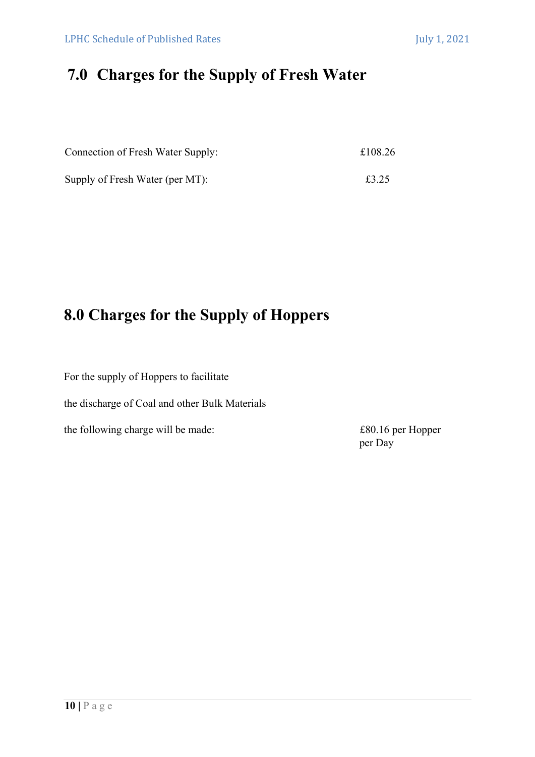# 7.0 Charges for the Supply of Fresh Water

| | |
|---|---|
| Connection of Fresh Water Supply: | £108.26 |
| Supply of Fresh Water (per MT): | £3.25 |

# 8.0 Charges for the Supply of Hoppers

For the supply of Hoppers to facilitate

the discharge of Coal and other Bulk Materials

the following charge will be made: £80.16 per Hopper per Day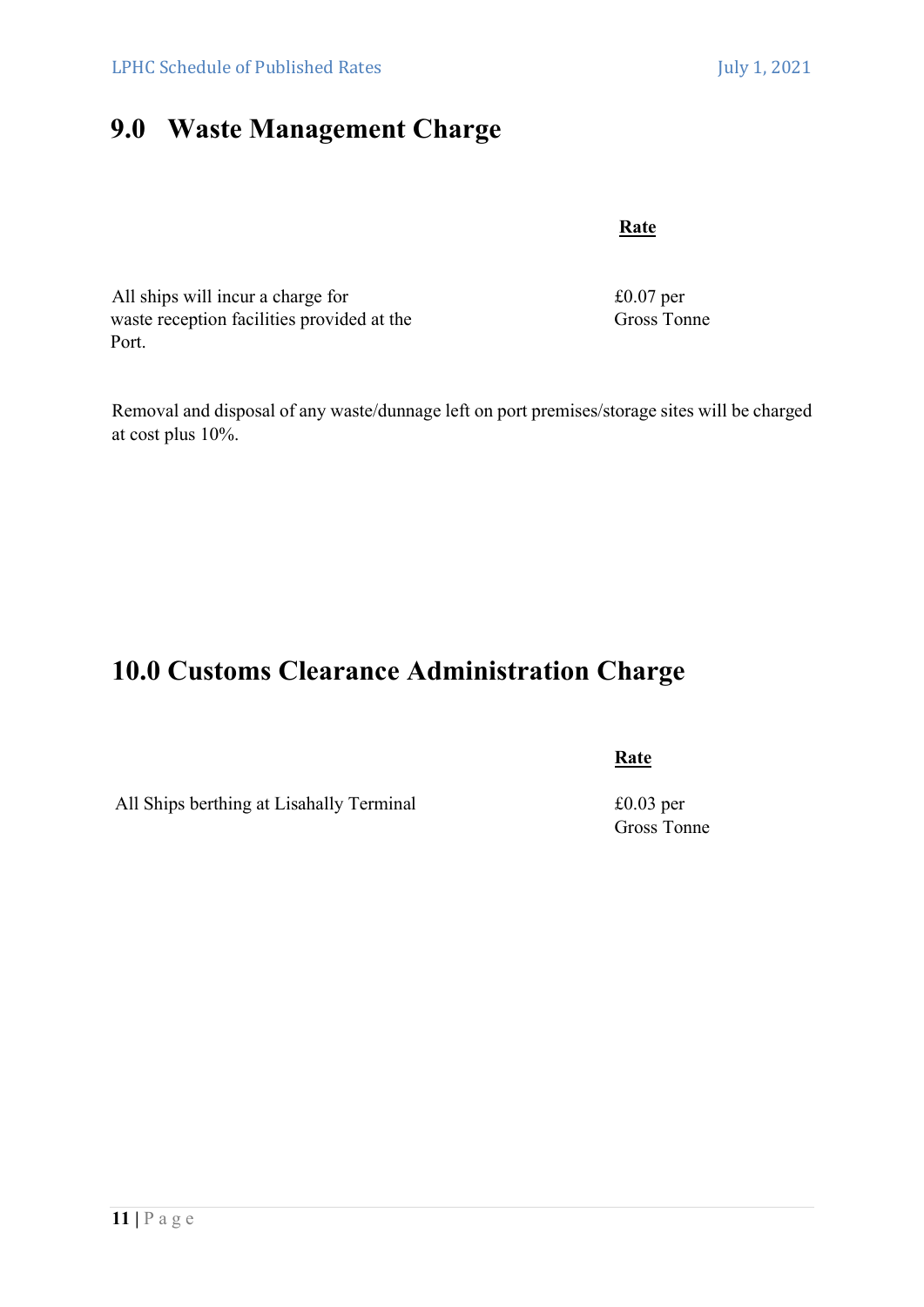## 9.0 Waste Management Charge

| | Rate |
|---|---|
| All ships will incur a charge for waste reception facilities provided at the Port. | £0.07 per Gross Tonne |

Removal and disposal of any waste/dunnage left on port premises/storage sites will be charged at cost plus 10%.

## 10.0 Customs Clearance Administration Charge

| | Rate |
|---|---|
| All Ships berthing at Lisahally Terminal | £0.03 per Gross Tonne |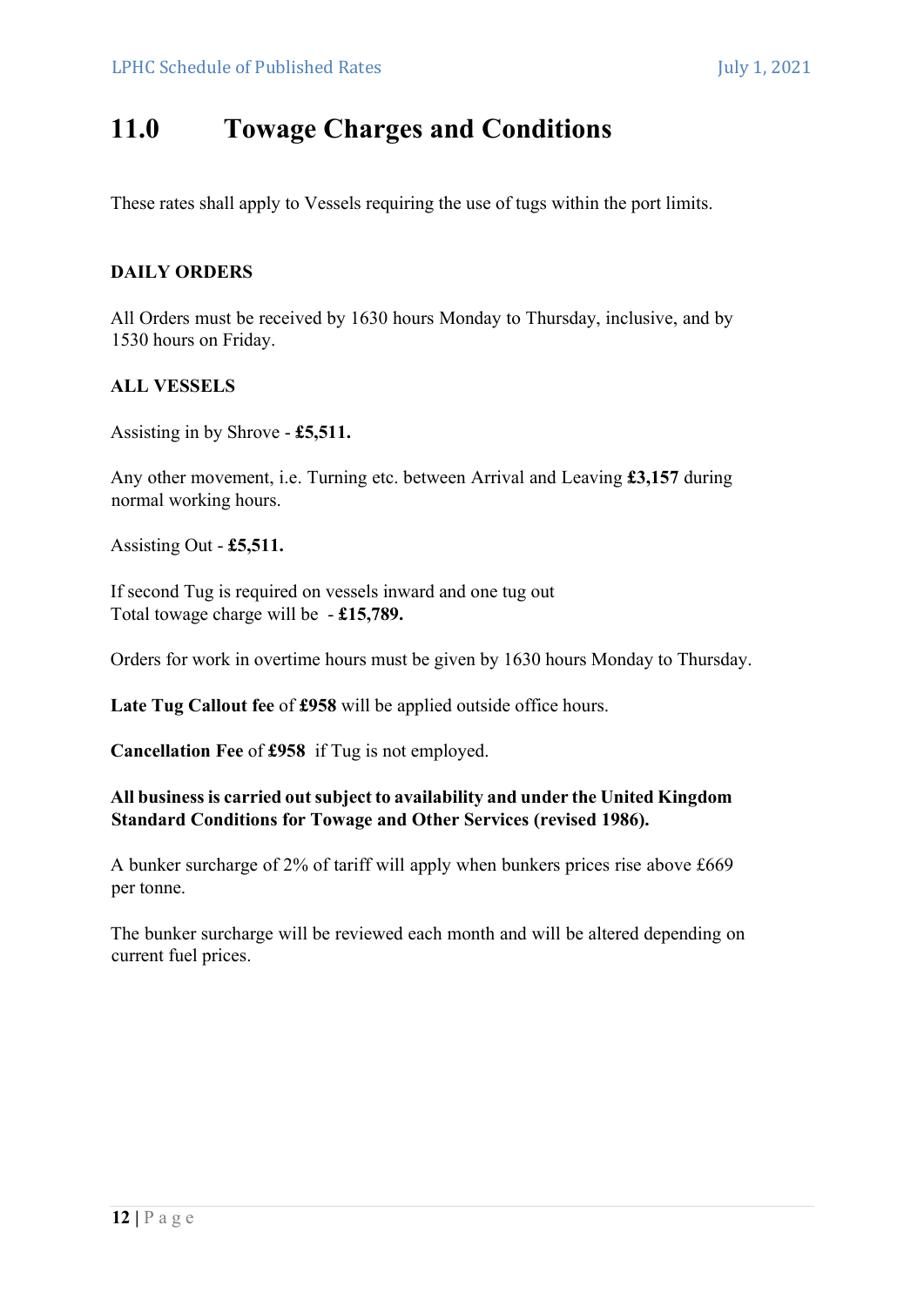# 11.0 Towage Charges and Conditions

These rates shall apply to Vessels requiring the use of tugs within the port limits.

**DAILY ORDERS**

All Orders must be received by 1630 hours Monday to Thursday, inclusive, and by 1530 hours on Friday.

**ALL VESSELS**

Assisting in by Shrove - **£5,511.**

Any other movement, i.e. Turning etc. between Arrival and Leaving **£3,157** during normal working hours.

Assisting Out - **£5,511.**

If second Tug is required on vessels inward and one tug out
Total towage charge will be - **£15,789.**

Orders for work in overtime hours must be given by 1630 hours Monday to Thursday.

**Late Tug Callout fee** of **£958** will be applied outside office hours.

**Cancellation Fee** of **£958** if Tug is not employed.

**All business is carried out subject to availability and under the United Kingdom Standard Conditions for Towage and Other Services (revised 1986).**

A bunker surcharge of 2% of tariff will apply when bunkers prices rise above £669 per tonne.

The bunker surcharge will be reviewed each month and will be altered depending on current fuel prices.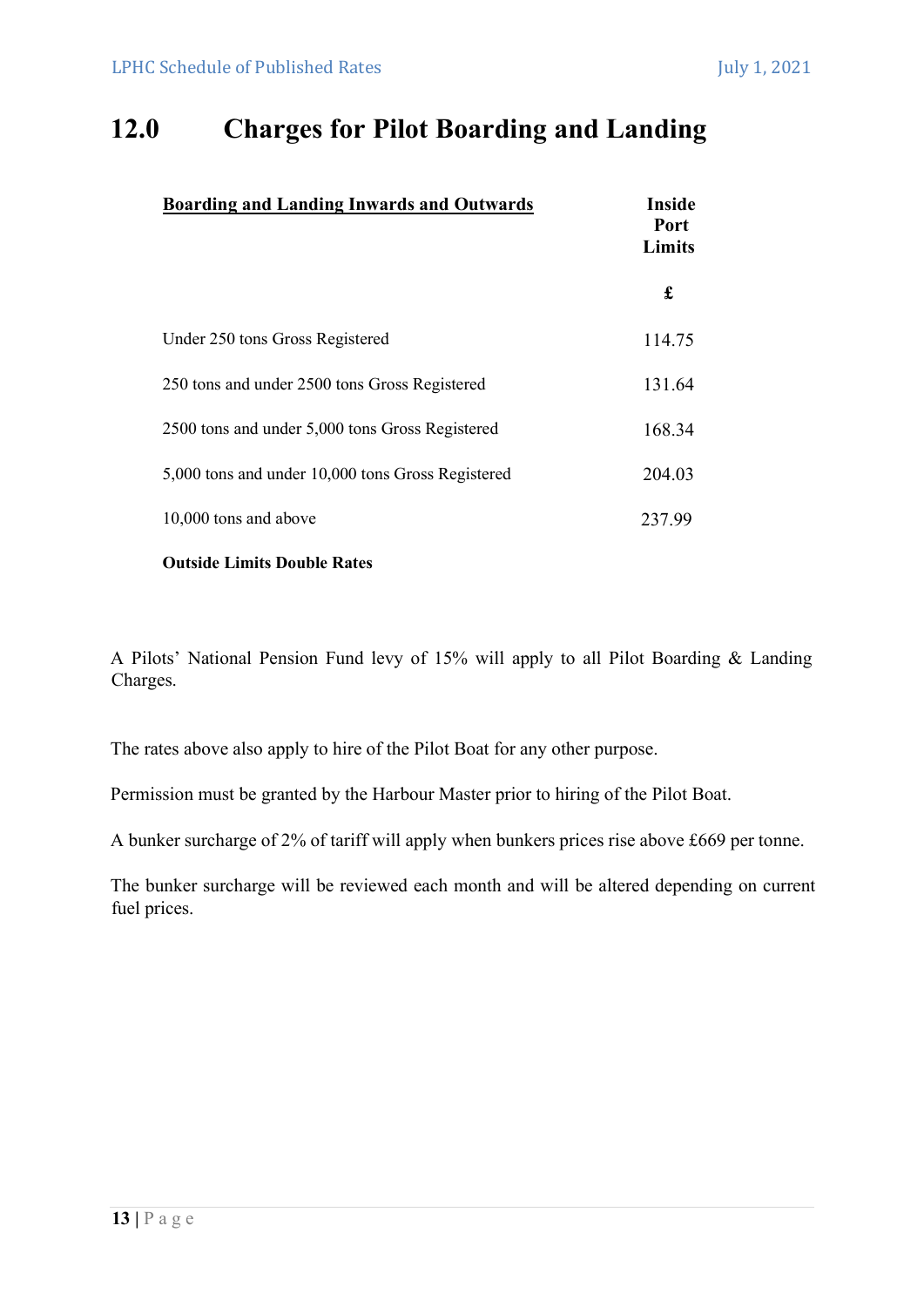# 12.0 Charges for Pilot Boarding and Landing

| **Boarding and Landing Inwards and Outwards** | **Inside Port Limits** |
|---|---|
| | **£** |
| Under 250 tons Gross Registered | 114.75 |
| 250 tons and under 2500 tons Gross Registered | 131.64 |
| 2500 tons and under 5,000 tons Gross Registered | 168.34 |
| 5,000 tons and under 10,000 tons Gross Registered | 204.03 |
| 10,000 tons and above | 237.99 |

**Outside Limits Double Rates**

A Pilots' National Pension Fund levy of 15% will apply to all Pilot Boarding & Landing Charges.

The rates above also apply to hire of the Pilot Boat for any other purpose.

Permission must be granted by the Harbour Master prior to hiring of the Pilot Boat.

A bunker surcharge of 2% of tariff will apply when bunkers prices rise above £669 per tonne.

The bunker surcharge will be reviewed each month and will be altered depending on current fuel prices.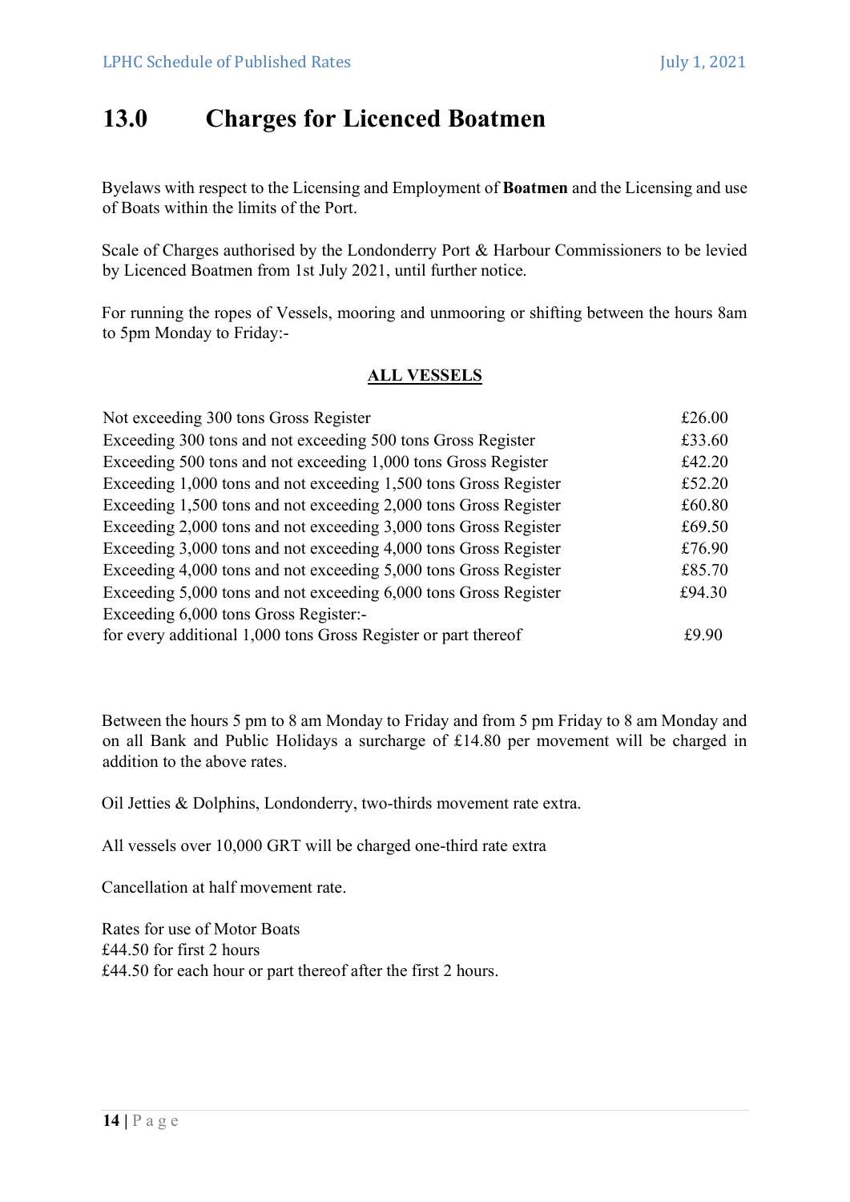# 13.0 Charges for Licenced Boatmen

Byelaws with respect to the Licensing and Employment of **Boatmen** and the Licensing and use of Boats within the limits of the Port.

Scale of Charges authorised by the Londonderry Port & Harbour Commissioners to be levied by Licenced Boatmen from 1st July 2021, until further notice.

For running the ropes of Vessels, mooring and unmooring or shifting between the hours 8am to 5pm Monday to Friday:-

**ALL VESSELS**

| | |
|---|---|
| Not exceeding 300 tons Gross Register | £26.00 |
| Exceeding 300 tons and not exceeding 500 tons Gross Register | £33.60 |
| Exceeding 500 tons and not exceeding 1,000 tons Gross Register | £42.20 |
| Exceeding 1,000 tons and not exceeding 1,500 tons Gross Register | £52.20 |
| Exceeding 1,500 tons and not exceeding 2,000 tons Gross Register | £60.80 |
| Exceeding 2,000 tons and not exceeding 3,000 tons Gross Register | £69.50 |
| Exceeding 3,000 tons and not exceeding 4,000 tons Gross Register | £76.90 |
| Exceeding 4,000 tons and not exceeding 5,000 tons Gross Register | £85.70 |
| Exceeding 5,000 tons and not exceeding 6,000 tons Gross Register | £94.30 |
| Exceeding 6,000 tons Gross Register:- for every additional 1,000 tons Gross Register or part thereof | £9.90 |

Between the hours 5 pm to 8 am Monday to Friday and from 5 pm Friday to 8 am Monday and on all Bank and Public Holidays a surcharge of £14.80 per movement will be charged in addition to the above rates.

Oil Jetties & Dolphins, Londonderry, two-thirds movement rate extra.

All vessels over 10,000 GRT will be charged one-third rate extra

Cancellation at half movement rate.

Rates for use of Motor Boats
£44.50 for first 2 hours
£44.50 for each hour or part thereof after the first 2 hours.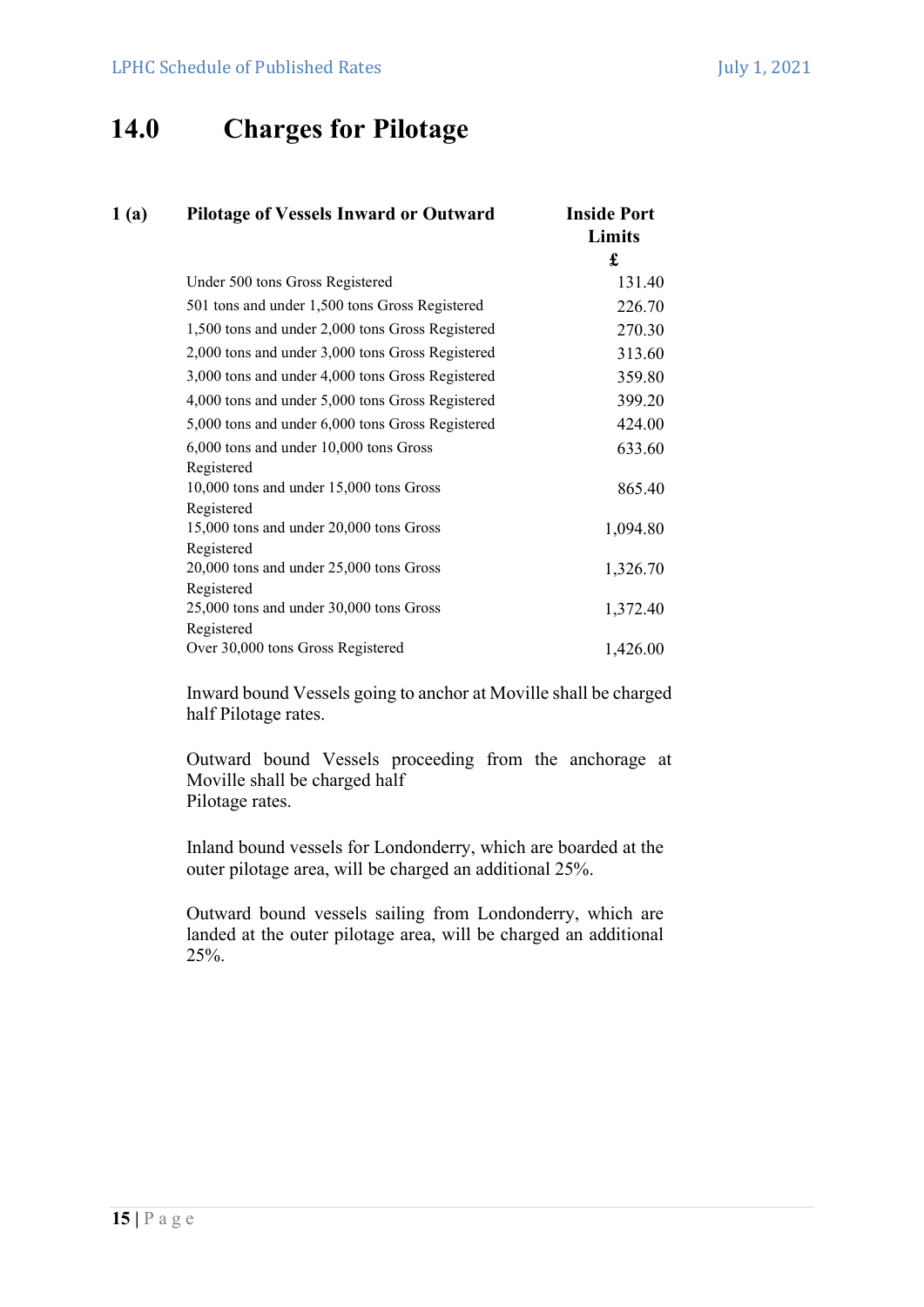# 14.0 Charges for Pilotage

**1 (a)**

| Pilotage of Vessels Inward or Outward | Inside Port Limits £ |
|---|---|
| Under 500 tons Gross Registered | 131.40 |
| 501 tons and under 1,500 tons Gross Registered | 226.70 |
| 1,500 tons and under 2,000 tons Gross Registered | 270.30 |
| 2,000 tons and under 3,000 tons Gross Registered | 313.60 |
| 3,000 tons and under 4,000 tons Gross Registered | 359.80 |
| 4,000 tons and under 5,000 tons Gross Registered | 399.20 |
| 5,000 tons and under 6,000 tons Gross Registered | 424.00 |
| 6,000 tons and under 10,000 tons Gross Registered | 633.60 |
| 10,000 tons and under 15,000 tons Gross Registered | 865.40 |
| 15,000 tons and under 20,000 tons Gross Registered | 1,094.80 |
| 20,000 tons and under 25,000 tons Gross Registered | 1,326.70 |
| 25,000 tons and under 30,000 tons Gross Registered | 1,372.40 |
| Over 30,000 tons Gross Registered | 1,426.00 |

Inward bound Vessels going to anchor at Moville shall be charged half Pilotage rates.

Outward bound Vessels proceeding from the anchorage at Moville shall be charged half Pilotage rates.

Inland bound vessels for Londonderry, which are boarded at the outer pilotage area, will be charged an additional 25%.

Outward bound vessels sailing from Londonderry, which are landed at the outer pilotage area, will be charged an additional 25%.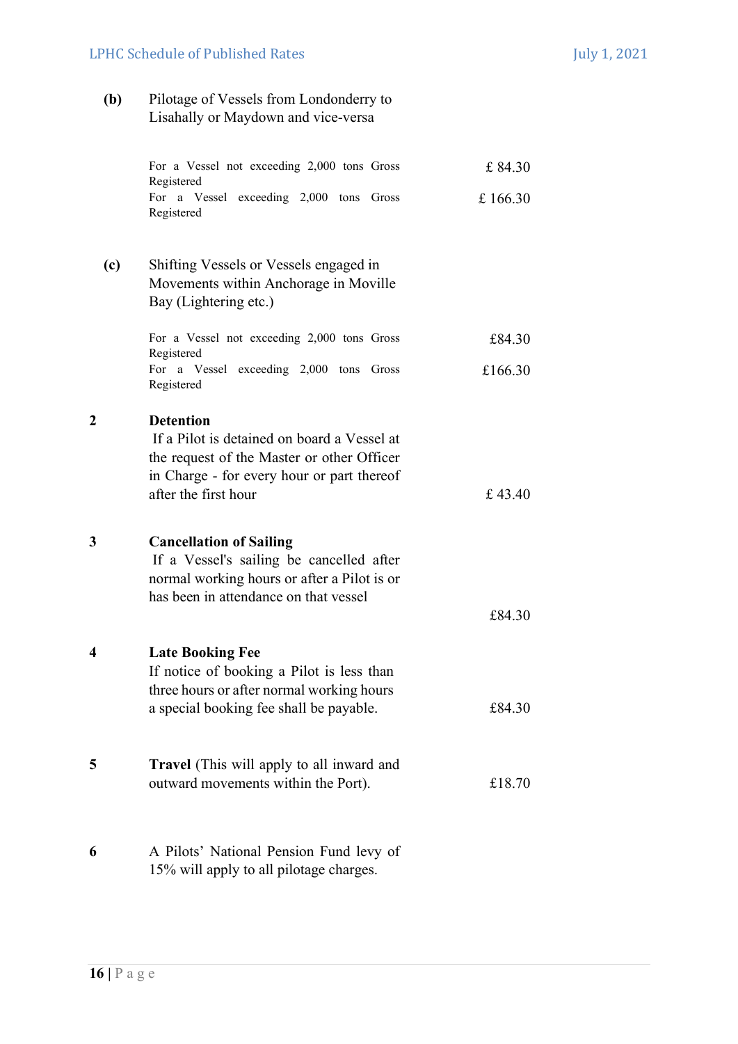**(b)** Pilotage of Vessels from Londonderry to Lisahally or Maydown and vice-versa

| | |
|---|---|
| For a Vessel not exceeding 2,000 tons Gross Registered | £ 84.30 |
| For a Vessel exceeding 2,000 tons Gross Registered | £ 166.30 |

**(c)** Shifting Vessels or Vessels engaged in Movements within Anchorage in Moville Bay (Lightering etc.)

| | |
|---|---|
| For a Vessel not exceeding 2,000 tons Gross Registered | £84.30 |
| For a Vessel exceeding 2,000 tons Gross Registered | £166.30 |

**2 Detention**

If a Pilot is detained on board a Vessel at the request of the Master or other Officer in Charge - for every hour or part thereof after the first hour — £ 43.40

**3 Cancellation of Sailing**

If a Vessel's sailing be cancelled after normal working hours or after a Pilot is or has been in attendance on that vessel — £84.30

**4 Late Booking Fee**

If notice of booking a Pilot is less than three hours or after normal working hours a special booking fee shall be payable. — £84.30

**5 Travel** (This will apply to all inward and outward movements within the Port). — £18.70

**6** A Pilots' National Pension Fund levy of 15% will apply to all pilotage charges.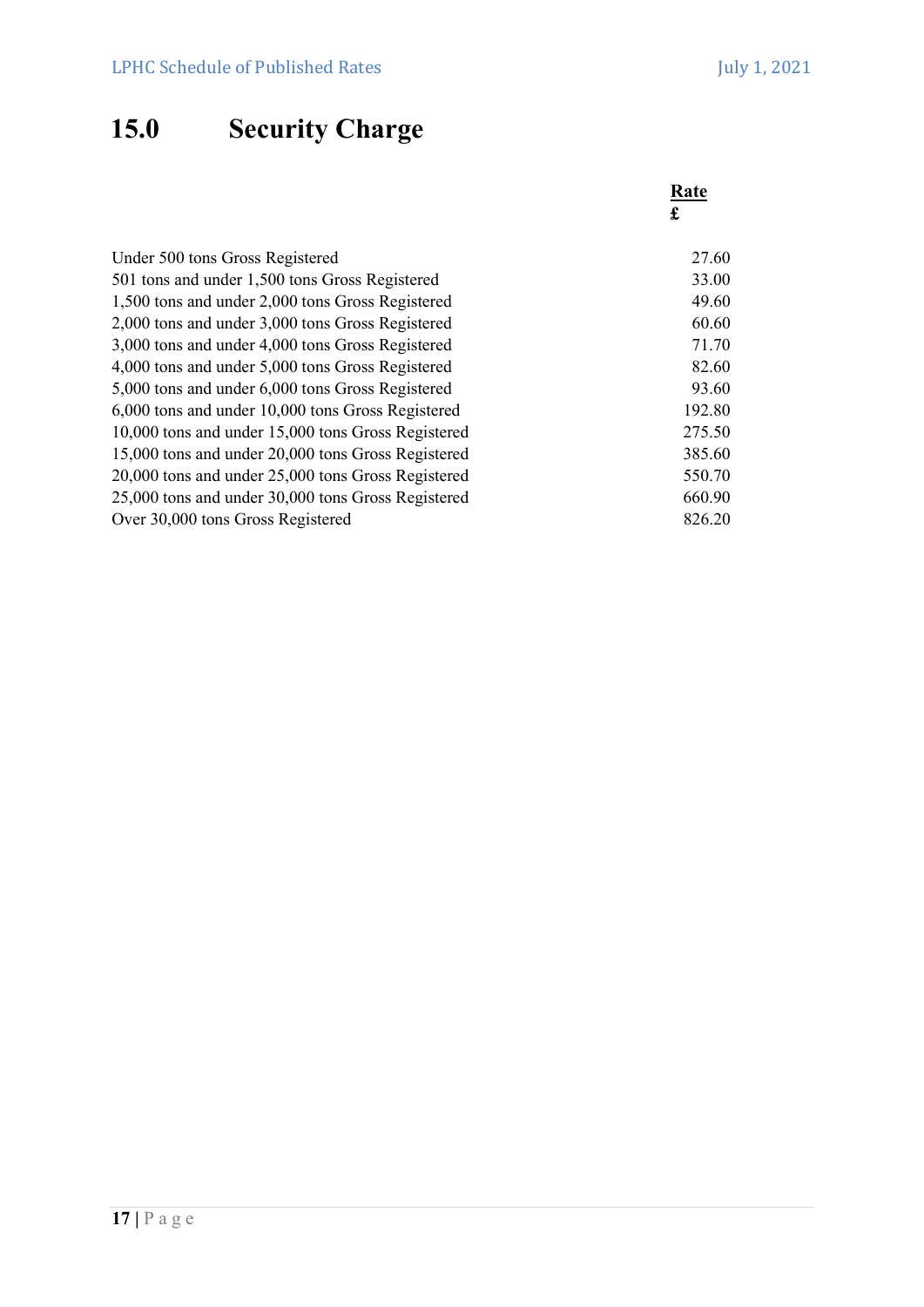# 15.0 Security Charge

| | **Rate** £ |
|---|---|
| Under 500 tons Gross Registered | 27.60 |
| 501 tons and under 1,500 tons Gross Registered | 33.00 |
| 1,500 tons and under 2,000 tons Gross Registered | 49.60 |
| 2,000 tons and under 3,000 tons Gross Registered | 60.60 |
| 3,000 tons and under 4,000 tons Gross Registered | 71.70 |
| 4,000 tons and under 5,000 tons Gross Registered | 82.60 |
| 5,000 tons and under 6,000 tons Gross Registered | 93.60 |
| 6,000 tons and under 10,000 tons Gross Registered | 192.80 |
| 10,000 tons and under 15,000 tons Gross Registered | 275.50 |
| 15,000 tons and under 20,000 tons Gross Registered | 385.60 |
| 20,000 tons and under 25,000 tons Gross Registered | 550.70 |
| 25,000 tons and under 30,000 tons Gross Registered | 660.90 |
| Over 30,000 tons Gross Registered | 826.20 |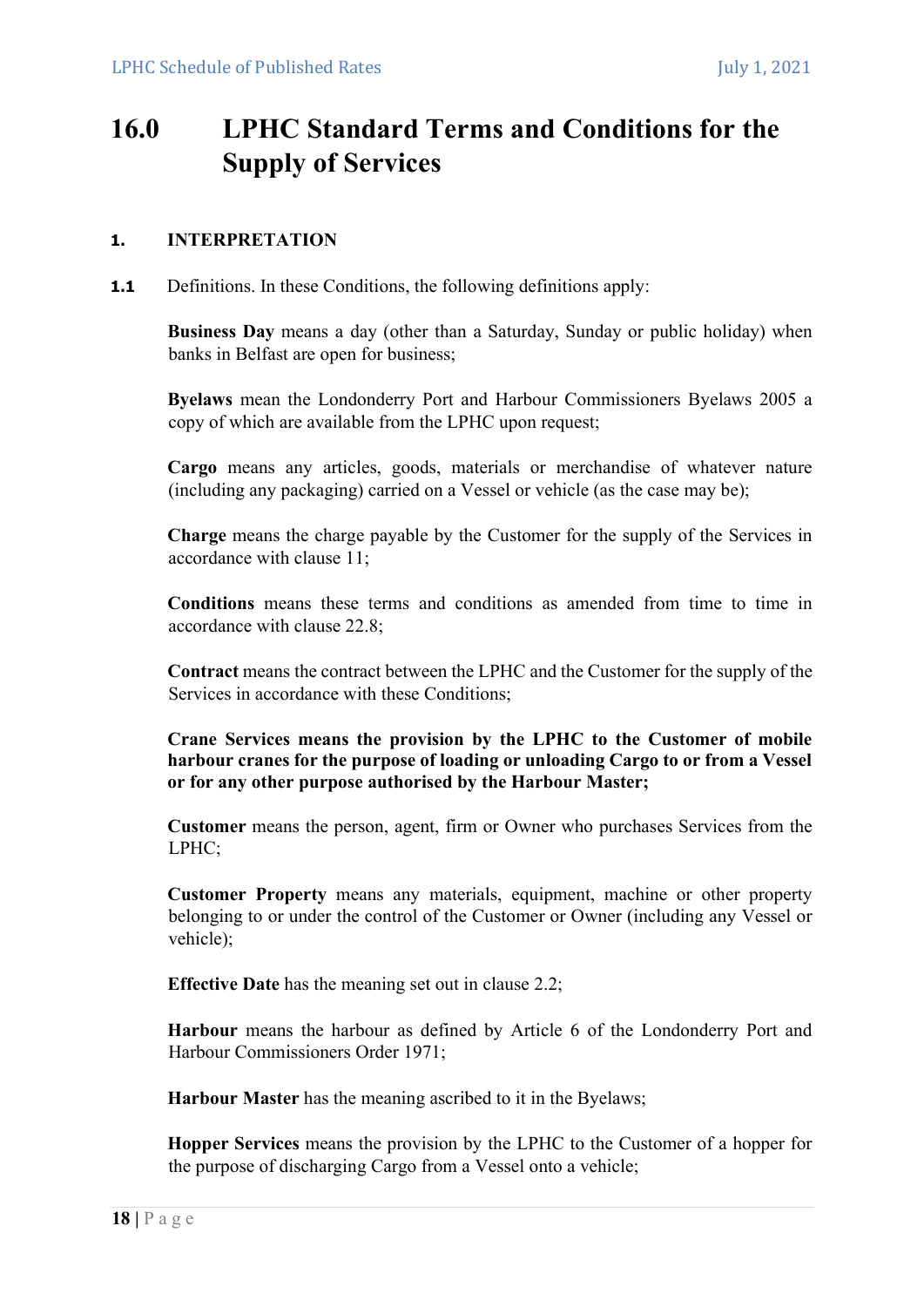# 16.0 LPHC Standard Terms and Conditions for the Supply of Services

#### 1. INTERPRETATION

**1.1** Definitions. In these Conditions, the following definitions apply:

**Business Day** means a day (other than a Saturday, Sunday or public holiday) when banks in Belfast are open for business;

**Byelaws** mean the Londonderry Port and Harbour Commissioners Byelaws 2005 a copy of which are available from the LPHC upon request;

**Cargo** means any articles, goods, materials or merchandise of whatever nature (including any packaging) carried on a Vessel or vehicle (as the case may be);

**Charge** means the charge payable by the Customer for the supply of the Services in accordance with clause 11;

**Conditions** means these terms and conditions as amended from time to time in accordance with clause 22.8;

**Contract** means the contract between the LPHC and the Customer for the supply of the Services in accordance with these Conditions;

**Crane Services means the provision by the LPHC to the Customer of mobile harbour cranes for the purpose of loading or unloading Cargo to or from a Vessel or for any other purpose authorised by the Harbour Master;**

**Customer** means the person, agent, firm or Owner who purchases Services from the LPHC;

**Customer Property** means any materials, equipment, machine or other property belonging to or under the control of the Customer or Owner (including any Vessel or vehicle);

**Effective Date** has the meaning set out in clause 2.2;

**Harbour** means the harbour as defined by Article 6 of the Londonderry Port and Harbour Commissioners Order 1971;

**Harbour Master** has the meaning ascribed to it in the Byelaws;

**Hopper Services** means the provision by the LPHC to the Customer of a hopper for the purpose of discharging Cargo from a Vessel onto a vehicle;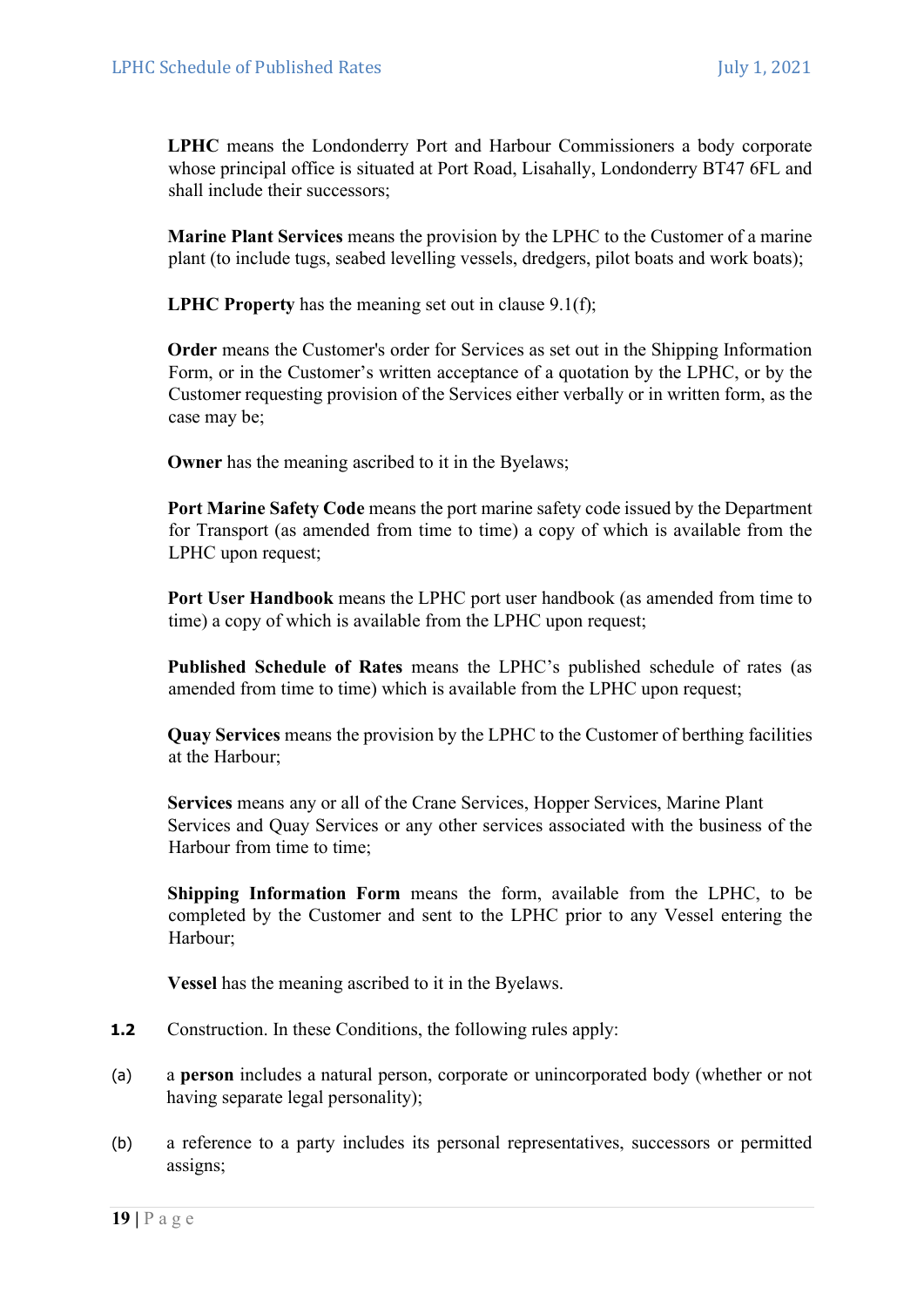**LPHC** means the Londonderry Port and Harbour Commissioners a body corporate whose principal office is situated at Port Road, Lisahally, Londonderry BT47 6FL and shall include their successors;

**Marine Plant Services** means the provision by the LPHC to the Customer of a marine plant (to include tugs, seabed levelling vessels, dredgers, pilot boats and work boats);

**LPHC Property** has the meaning set out in clause 9.1(f);

**Order** means the Customer's order for Services as set out in the Shipping Information Form, or in the Customer's written acceptance of a quotation by the LPHC, or by the Customer requesting provision of the Services either verbally or in written form, as the case may be;

**Owner** has the meaning ascribed to it in the Byelaws;

**Port Marine Safety Code** means the port marine safety code issued by the Department for Transport (as amended from time to time) a copy of which is available from the LPHC upon request;

**Port User Handbook** means the LPHC port user handbook (as amended from time to time) a copy of which is available from the LPHC upon request;

**Published Schedule of Rates** means the LPHC's published schedule of rates (as amended from time to time) which is available from the LPHC upon request;

**Quay Services** means the provision by the LPHC to the Customer of berthing facilities at the Harbour;

**Services** means any or all of the Crane Services, Hopper Services, Marine Plant Services and Quay Services or any other services associated with the business of the Harbour from time to time;

**Shipping Information Form** means the form, available from the LPHC, to be completed by the Customer and sent to the LPHC prior to any Vessel entering the Harbour;

**Vessel** has the meaning ascribed to it in the Byelaws.

**1.2** Construction. In these Conditions, the following rules apply:

(a) a **person** includes a natural person, corporate or unincorporated body (whether or not having separate legal personality);

(b) a reference to a party includes its personal representatives, successors or permitted assigns;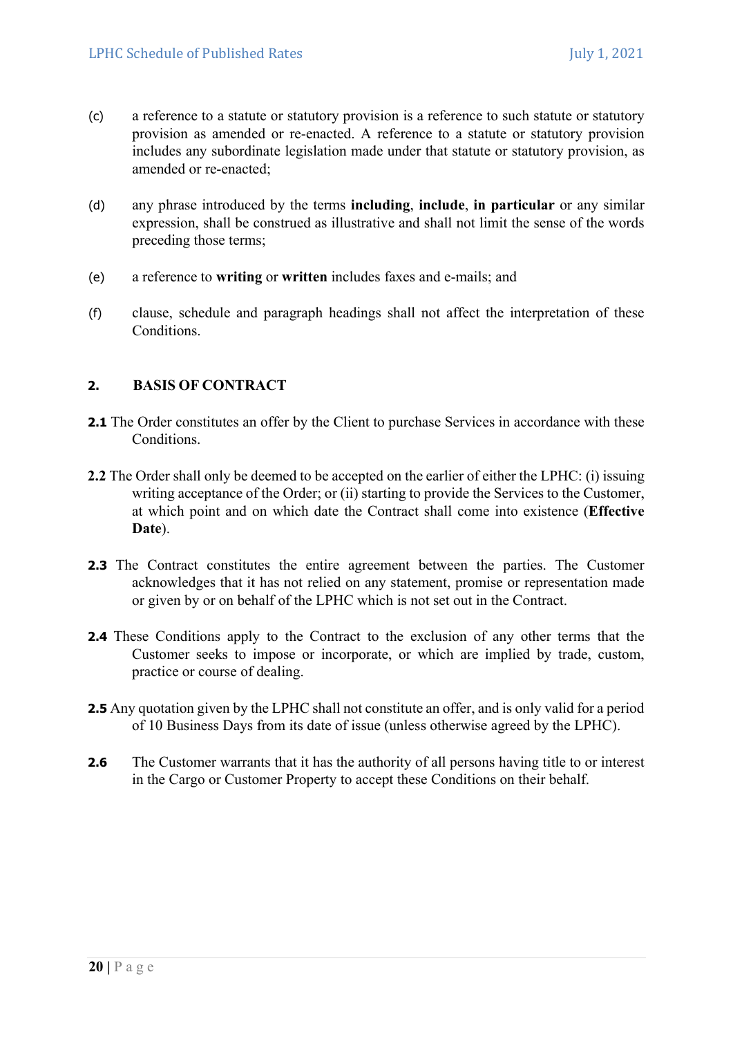(c) a reference to a statute or statutory provision is a reference to such statute or statutory provision as amended or re-enacted. A reference to a statute or statutory provision includes any subordinate legislation made under that statute or statutory provision, as amended or re-enacted;

(d) any phrase introduced by the terms **including**, **include**, **in particular** or any similar expression, shall be construed as illustrative and shall not limit the sense of the words preceding those terms;

(e) a reference to **writing** or **written** includes faxes and e-mails; and

(f) clause, schedule and paragraph headings shall not affect the interpretation of these Conditions.

## 2. BASIS OF CONTRACT

**2.1** The Order constitutes an offer by the Client to purchase Services in accordance with these Conditions.

**2.2** The Order shall only be deemed to be accepted on the earlier of either the LPHC: (i) issuing writing acceptance of the Order; or (ii) starting to provide the Services to the Customer, at which point and on which date the Contract shall come into existence (**Effective Date**).

**2.3** The Contract constitutes the entire agreement between the parties. The Customer acknowledges that it has not relied on any statement, promise or representation made or given by or on behalf of the LPHC which is not set out in the Contract.

**2.4** These Conditions apply to the Contract to the exclusion of any other terms that the Customer seeks to impose or incorporate, or which are implied by trade, custom, practice or course of dealing.

**2.5** Any quotation given by the LPHC shall not constitute an offer, and is only valid for a period of 10 Business Days from its date of issue (unless otherwise agreed by the LPHC).

**2.6** The Customer warrants that it has the authority of all persons having title to or interest in the Cargo or Customer Property to accept these Conditions on their behalf.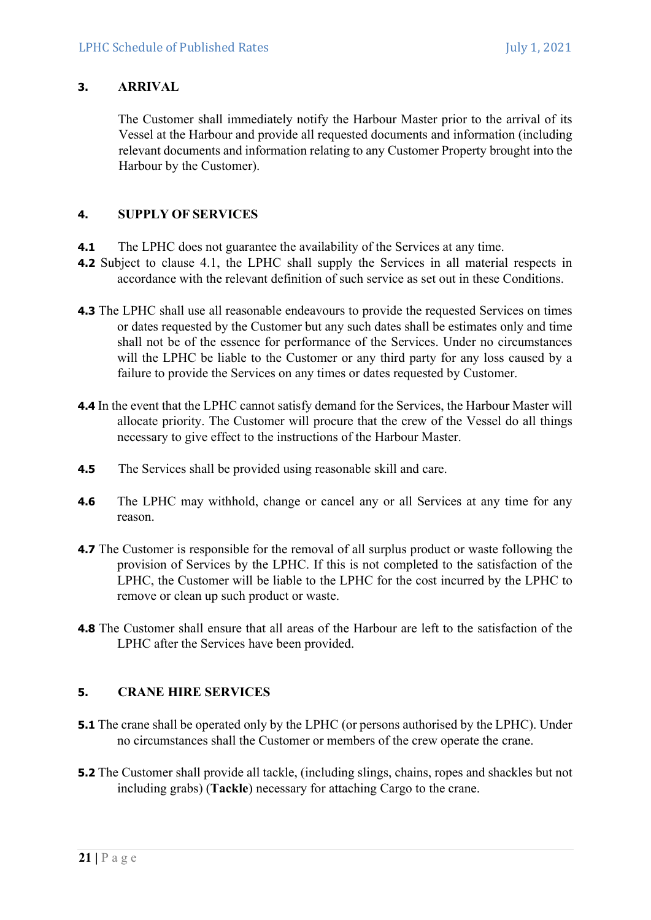## 3. ARRIVAL

The Customer shall immediately notify the Harbour Master prior to the arrival of its Vessel at the Harbour and provide all requested documents and information (including relevant documents and information relating to any Customer Property brought into the Harbour by the Customer).

## 4. SUPPLY OF SERVICES

**4.1** The LPHC does not guarantee the availability of the Services at any time.

**4.2** Subject to clause 4.1, the LPHC shall supply the Services in all material respects in accordance with the relevant definition of such service as set out in these Conditions.

**4.3** The LPHC shall use all reasonable endeavours to provide the requested Services on times or dates requested by the Customer but any such dates shall be estimates only and time shall not be of the essence for performance of the Services. Under no circumstances will the LPHC be liable to the Customer or any third party for any loss caused by a failure to provide the Services on any times or dates requested by Customer.

**4.4** In the event that the LPHC cannot satisfy demand for the Services, the Harbour Master will allocate priority. The Customer will procure that the crew of the Vessel do all things necessary to give effect to the instructions of the Harbour Master.

**4.5** The Services shall be provided using reasonable skill and care.

**4.6** The LPHC may withhold, change or cancel any or all Services at any time for any reason.

**4.7** The Customer is responsible for the removal of all surplus product or waste following the provision of Services by the LPHC. If this is not completed to the satisfaction of the LPHC, the Customer will be liable to the LPHC for the cost incurred by the LPHC to remove or clean up such product or waste.

**4.8** The Customer shall ensure that all areas of the Harbour are left to the satisfaction of the LPHC after the Services have been provided.

## 5. CRANE HIRE SERVICES

**5.1** The crane shall be operated only by the LPHC (or persons authorised by the LPHC). Under no circumstances shall the Customer or members of the crew operate the crane.

**5.2** The Customer shall provide all tackle, (including slings, chains, ropes and shackles but not including grabs) (**Tackle**) necessary for attaching Cargo to the crane.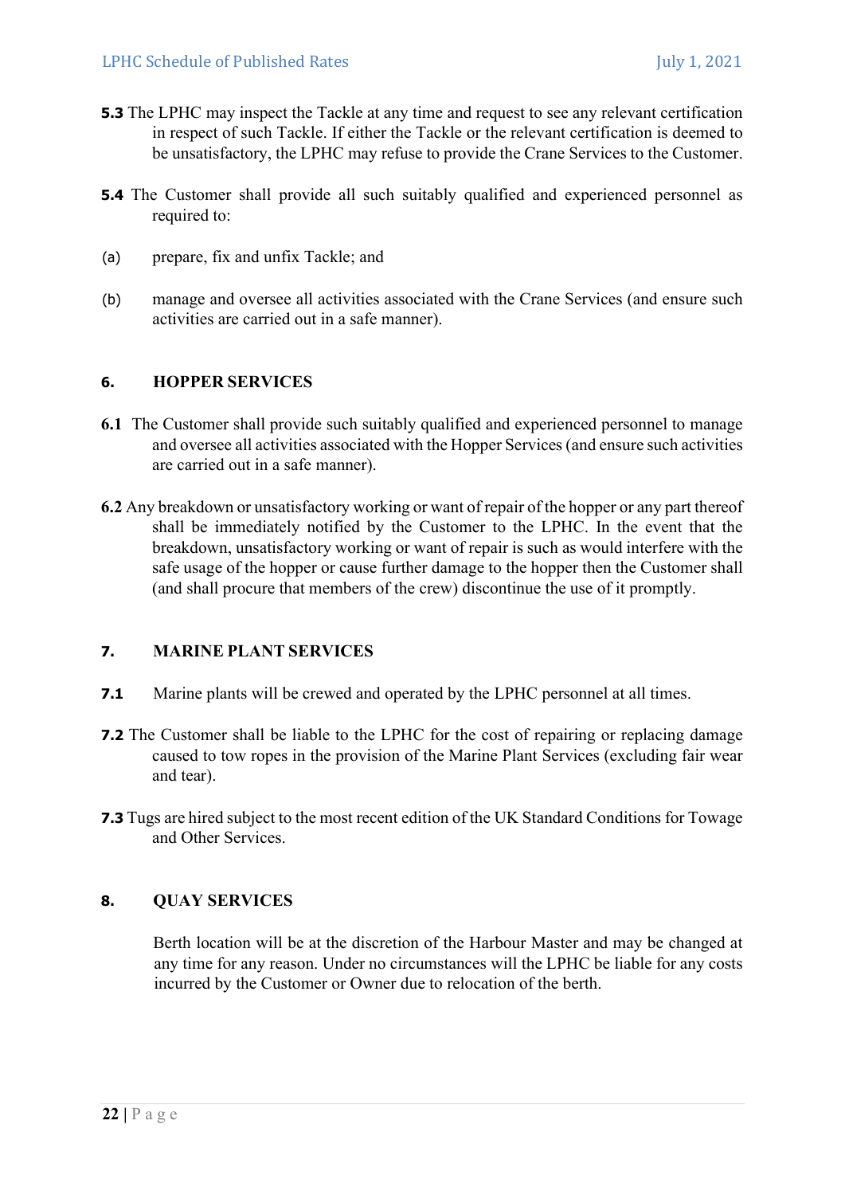**5.3** The LPHC may inspect the Tackle at any time and request to see any relevant certification in respect of such Tackle. If either the Tackle or the relevant certification is deemed to be unsatisfactory, the LPHC may refuse to provide the Crane Services to the Customer.

**5.4** The Customer shall provide all such suitably qualified and experienced personnel as required to:

(a) prepare, fix and unfix Tackle; and

(b) manage and oversee all activities associated with the Crane Services (and ensure such activities are carried out in a safe manner).

## 6. HOPPER SERVICES

**6.1** The Customer shall provide such suitably qualified and experienced personnel to manage and oversee all activities associated with the Hopper Services (and ensure such activities are carried out in a safe manner).

**6.2** Any breakdown or unsatisfactory working or want of repair of the hopper or any part thereof shall be immediately notified by the Customer to the LPHC. In the event that the breakdown, unsatisfactory working or want of repair is such as would interfere with the safe usage of the hopper or cause further damage to the hopper then the Customer shall (and shall procure that members of the crew) discontinue the use of it promptly.

## 7. MARINE PLANT SERVICES

**7.1** Marine plants will be crewed and operated by the LPHC personnel at all times.

**7.2** The Customer shall be liable to the LPHC for the cost of repairing or replacing damage caused to tow ropes in the provision of the Marine Plant Services (excluding fair wear and tear).

**7.3** Tugs are hired subject to the most recent edition of the UK Standard Conditions for Towage and Other Services.

## 8. QUAY SERVICES

Berth location will be at the discretion of the Harbour Master and may be changed at any time for any reason. Under no circumstances will the LPHC be liable for any costs incurred by the Customer or Owner due to relocation of the berth.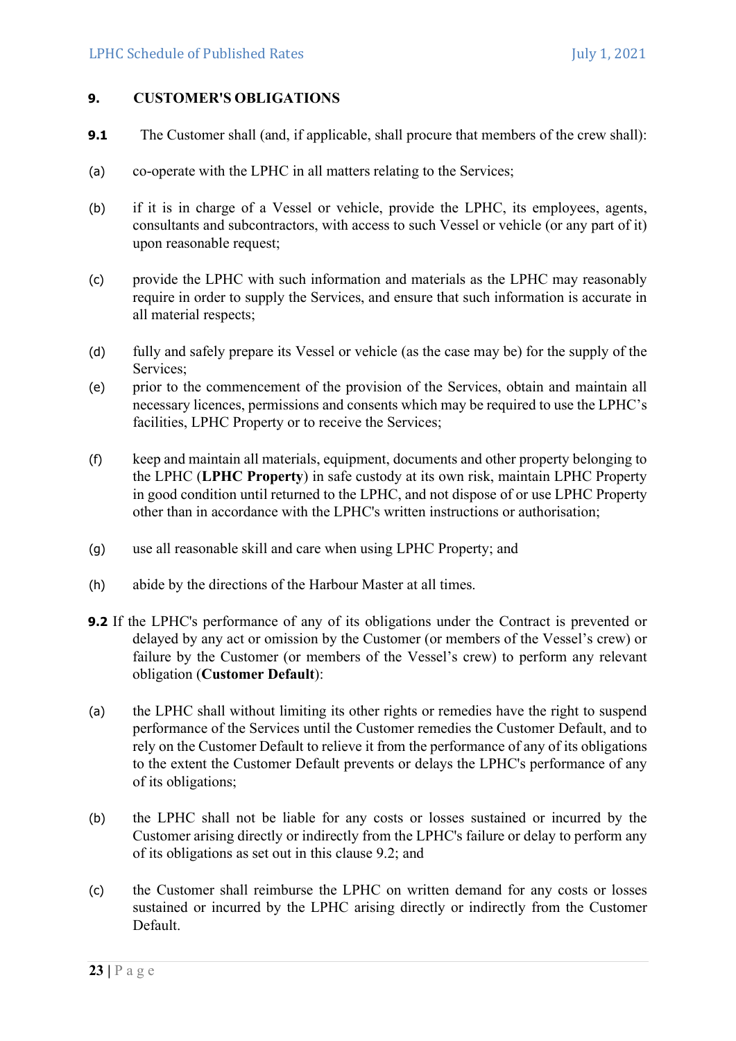## 9. CUSTOMER'S OBLIGATIONS

**9.1** The Customer shall (and, if applicable, shall procure that members of the crew shall):

(a) co-operate with the LPHC in all matters relating to the Services;

(b) if it is in charge of a Vessel or vehicle, provide the LPHC, its employees, agents, consultants and subcontractors, with access to such Vessel or vehicle (or any part of it) upon reasonable request;

(c) provide the LPHC with such information and materials as the LPHC may reasonably require in order to supply the Services, and ensure that such information is accurate in all material respects;

(d) fully and safely prepare its Vessel or vehicle (as the case may be) for the supply of the Services;

(e) prior to the commencement of the provision of the Services, obtain and maintain all necessary licences, permissions and consents which may be required to use the LPHC's facilities, LPHC Property or to receive the Services;

(f) keep and maintain all materials, equipment, documents and other property belonging to the LPHC (**LPHC Property**) in safe custody at its own risk, maintain LPHC Property in good condition until returned to the LPHC, and not dispose of or use LPHC Property other than in accordance with the LPHC's written instructions or authorisation;

(g) use all reasonable skill and care when using LPHC Property; and

(h) abide by the directions of the Harbour Master at all times.

**9.2** If the LPHC's performance of any of its obligations under the Contract is prevented or delayed by any act or omission by the Customer (or members of the Vessel's crew) or failure by the Customer (or members of the Vessel's crew) to perform any relevant obligation (**Customer Default**):

(a) the LPHC shall without limiting its other rights or remedies have the right to suspend performance of the Services until the Customer remedies the Customer Default, and to rely on the Customer Default to relieve it from the performance of any of its obligations to the extent the Customer Default prevents or delays the LPHC's performance of any of its obligations;

(b) the LPHC shall not be liable for any costs or losses sustained or incurred by the Customer arising directly or indirectly from the LPHC's failure or delay to perform any of its obligations as set out in this clause 9.2; and

(c) the Customer shall reimburse the LPHC on written demand for any costs or losses sustained or incurred by the LPHC arising directly or indirectly from the Customer Default.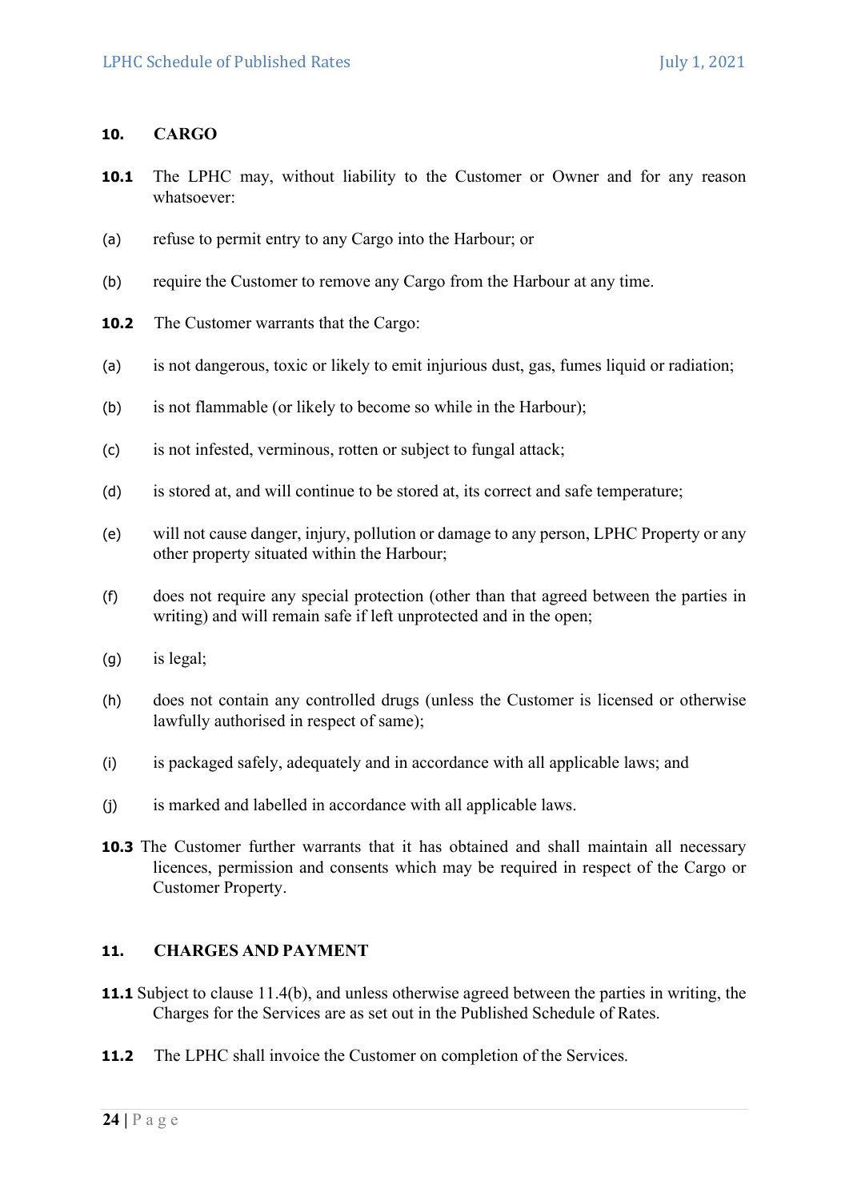## 10. CARGO

**10.1** The LPHC may, without liability to the Customer or Owner and for any reason whatsoever:

(a) refuse to permit entry to any Cargo into the Harbour; or

(b) require the Customer to remove any Cargo from the Harbour at any time.

**10.2** The Customer warrants that the Cargo:

(a) is not dangerous, toxic or likely to emit injurious dust, gas, fumes liquid or radiation;

(b) is not flammable (or likely to become so while in the Harbour);

(c) is not infested, verminous, rotten or subject to fungal attack;

(d) is stored at, and will continue to be stored at, its correct and safe temperature;

(e) will not cause danger, injury, pollution or damage to any person, LPHC Property or any other property situated within the Harbour;

(f) does not require any special protection (other than that agreed between the parties in writing) and will remain safe if left unprotected and in the open;

(g) is legal;

(h) does not contain any controlled drugs (unless the Customer is licensed or otherwise lawfully authorised in respect of same);

(i) is packaged safely, adequately and in accordance with all applicable laws; and

(j) is marked and labelled in accordance with all applicable laws.

**10.3** The Customer further warrants that it has obtained and shall maintain all necessary licences, permission and consents which may be required in respect of the Cargo or Customer Property.

## 11. CHARGES AND PAYMENT

**11.1** Subject to clause 11.4(b), and unless otherwise agreed between the parties in writing, the Charges for the Services are as set out in the Published Schedule of Rates.

**11.2** The LPHC shall invoice the Customer on completion of the Services.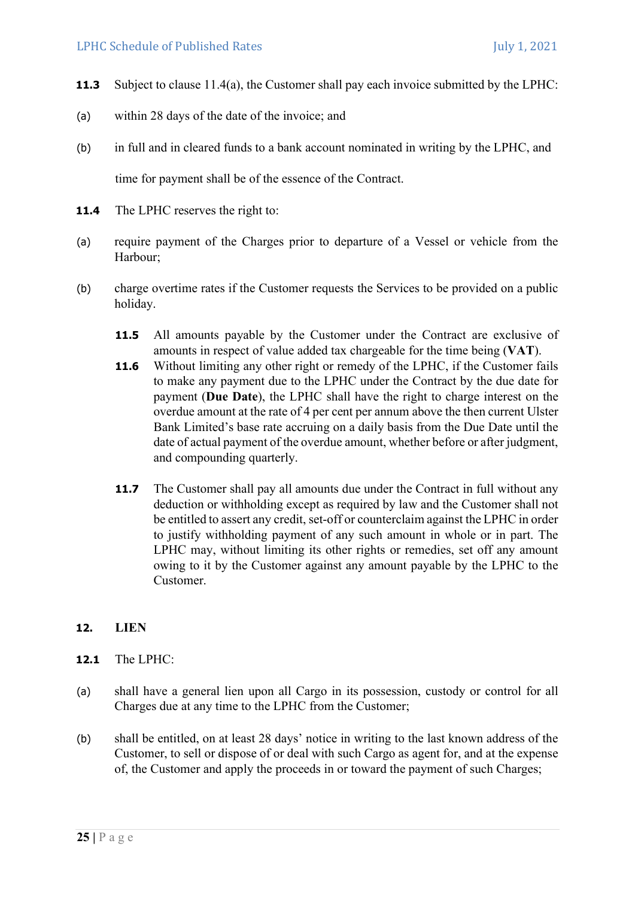**11.3** Subject to clause 11.4(a), the Customer shall pay each invoice submitted by the LPHC:

(a) within 28 days of the date of the invoice; and

(b) in full and in cleared funds to a bank account nominated in writing by the LPHC, and

time for payment shall be of the essence of the Contract.

**11.4** The LPHC reserves the right to:

(a) require payment of the Charges prior to departure of a Vessel or vehicle from the Harbour;

(b) charge overtime rates if the Customer requests the Services to be provided on a public holiday.

**11.5** All amounts payable by the Customer under the Contract are exclusive of amounts in respect of value added tax chargeable for the time being (**VAT**).

**11.6** Without limiting any other right or remedy of the LPHC, if the Customer fails to make any payment due to the LPHC under the Contract by the due date for payment (**Due Date**), the LPHC shall have the right to charge interest on the overdue amount at the rate of 4 per cent per annum above the then current Ulster Bank Limited's base rate accruing on a daily basis from the Due Date until the date of actual payment of the overdue amount, whether before or after judgment, and compounding quarterly.

**11.7** The Customer shall pay all amounts due under the Contract in full without any deduction or withholding except as required by law and the Customer shall not be entitled to assert any credit, set-off or counterclaim against the LPHC in order to justify withholding payment of any such amount in whole or in part. The LPHC may, without limiting its other rights or remedies, set off any amount owing to it by the Customer against any amount payable by the LPHC to the Customer.

## 12. LIEN

**12.1** The LPHC:

(a) shall have a general lien upon all Cargo in its possession, custody or control for all Charges due at any time to the LPHC from the Customer;

(b) shall be entitled, on at least 28 days' notice in writing to the last known address of the Customer, to sell or dispose of or deal with such Cargo as agent for, and at the expense of, the Customer and apply the proceeds in or toward the payment of such Charges;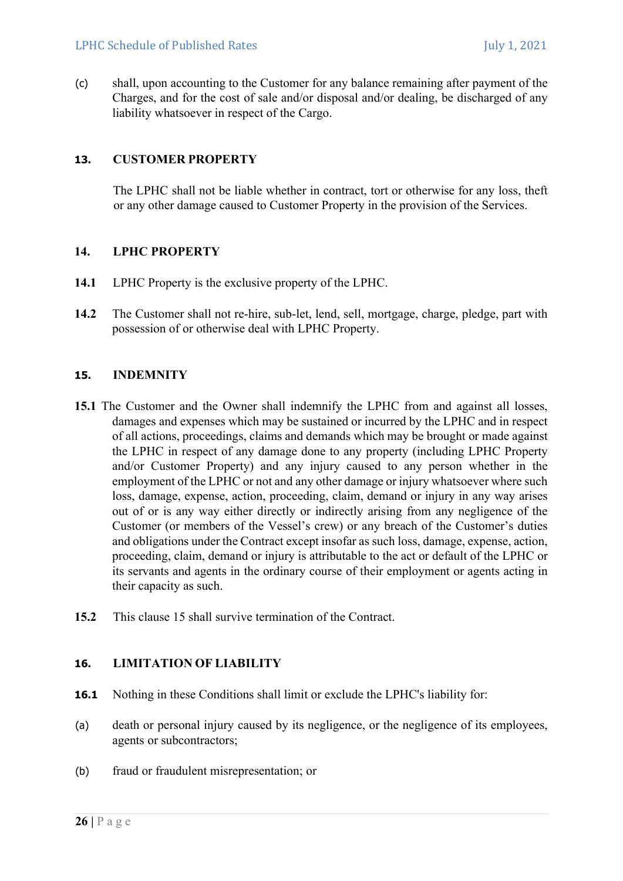(c) shall, upon accounting to the Customer for any balance remaining after payment of the Charges, and for the cost of sale and/or disposal and/or dealing, be discharged of any liability whatsoever in respect of the Cargo.

## 13. CUSTOMER PROPERTY

The LPHC shall not be liable whether in contract, tort or otherwise for any loss, theft or any other damage caused to Customer Property in the provision of the Services.

## 14. LPHC PROPERTY

**14.1** LPHC Property is the exclusive property of the LPHC.

**14.2** The Customer shall not re-hire, sub-let, lend, sell, mortgage, charge, pledge, part with possession of or otherwise deal with LPHC Property.

## 15. INDEMNITY

**15.1** The Customer and the Owner shall indemnify the LPHC from and against all losses, damages and expenses which may be sustained or incurred by the LPHC and in respect of all actions, proceedings, claims and demands which may be brought or made against the LPHC in respect of any damage done to any property (including LPHC Property and/or Customer Property) and any injury caused to any person whether in the employment of the LPHC or not and any other damage or injury whatsoever where such loss, damage, expense, action, proceeding, claim, demand or injury in any way arises out of or is any way either directly or indirectly arising from any negligence of the Customer (or members of the Vessel's crew) or any breach of the Customer's duties and obligations under the Contract except insofar as such loss, damage, expense, action, proceeding, claim, demand or injury is attributable to the act or default of the LPHC or its servants and agents in the ordinary course of their employment or agents acting in their capacity as such.

**15.2** This clause 15 shall survive termination of the Contract.

## 16. LIMITATION OF LIABILITY

**16.1** Nothing in these Conditions shall limit or exclude the LPHC's liability for:

(a) death or personal injury caused by its negligence, or the negligence of its employees, agents or subcontractors;

(b) fraud or fraudulent misrepresentation; or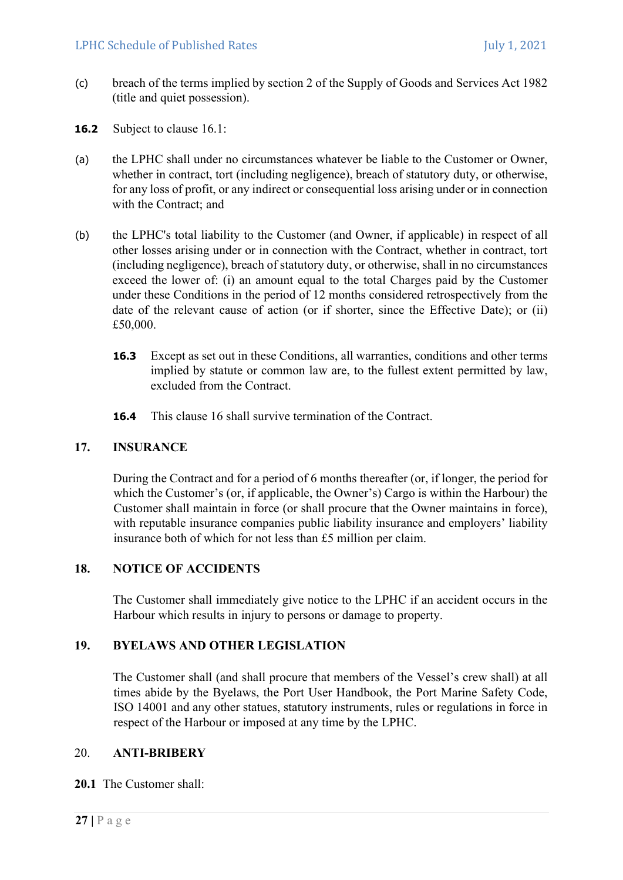(c) breach of the terms implied by section 2 of the Supply of Goods and Services Act 1982 (title and quiet possession).

**16.2** Subject to clause 16.1:

(a) the LPHC shall under no circumstances whatever be liable to the Customer or Owner, whether in contract, tort (including negligence), breach of statutory duty, or otherwise, for any loss of profit, or any indirect or consequential loss arising under or in connection with the Contract; and

(b) the LPHC's total liability to the Customer (and Owner, if applicable) in respect of all other losses arising under or in connection with the Contract, whether in contract, tort (including negligence), breach of statutory duty, or otherwise, shall in no circumstances exceed the lower of: (i) an amount equal to the total Charges paid by the Customer under these Conditions in the period of 12 months considered retrospectively from the date of the relevant cause of action (or if shorter, since the Effective Date); or (ii) £50,000.

**16.3** Except as set out in these Conditions, all warranties, conditions and other terms implied by statute or common law are, to the fullest extent permitted by law, excluded from the Contract.

**16.4** This clause 16 shall survive termination of the Contract.

## 17. INSURANCE

During the Contract and for a period of 6 months thereafter (or, if longer, the period for which the Customer's (or, if applicable, the Owner's) Cargo is within the Harbour) the Customer shall maintain in force (or shall procure that the Owner maintains in force), with reputable insurance companies public liability insurance and employers' liability insurance both of which for not less than £5 million per claim.

## 18. NOTICE OF ACCIDENTS

The Customer shall immediately give notice to the LPHC if an accident occurs in the Harbour which results in injury to persons or damage to property.

## 19. BYELAWS AND OTHER LEGISLATION

The Customer shall (and shall procure that members of the Vessel's crew shall) at all times abide by the Byelaws, the Port User Handbook, the Port Marine Safety Code, ISO 14001 and any other statues, statutory instruments, rules or regulations in force in respect of the Harbour or imposed at any time by the LPHC.

## 20. ANTI-BRIBERY

**20.1** The Customer shall: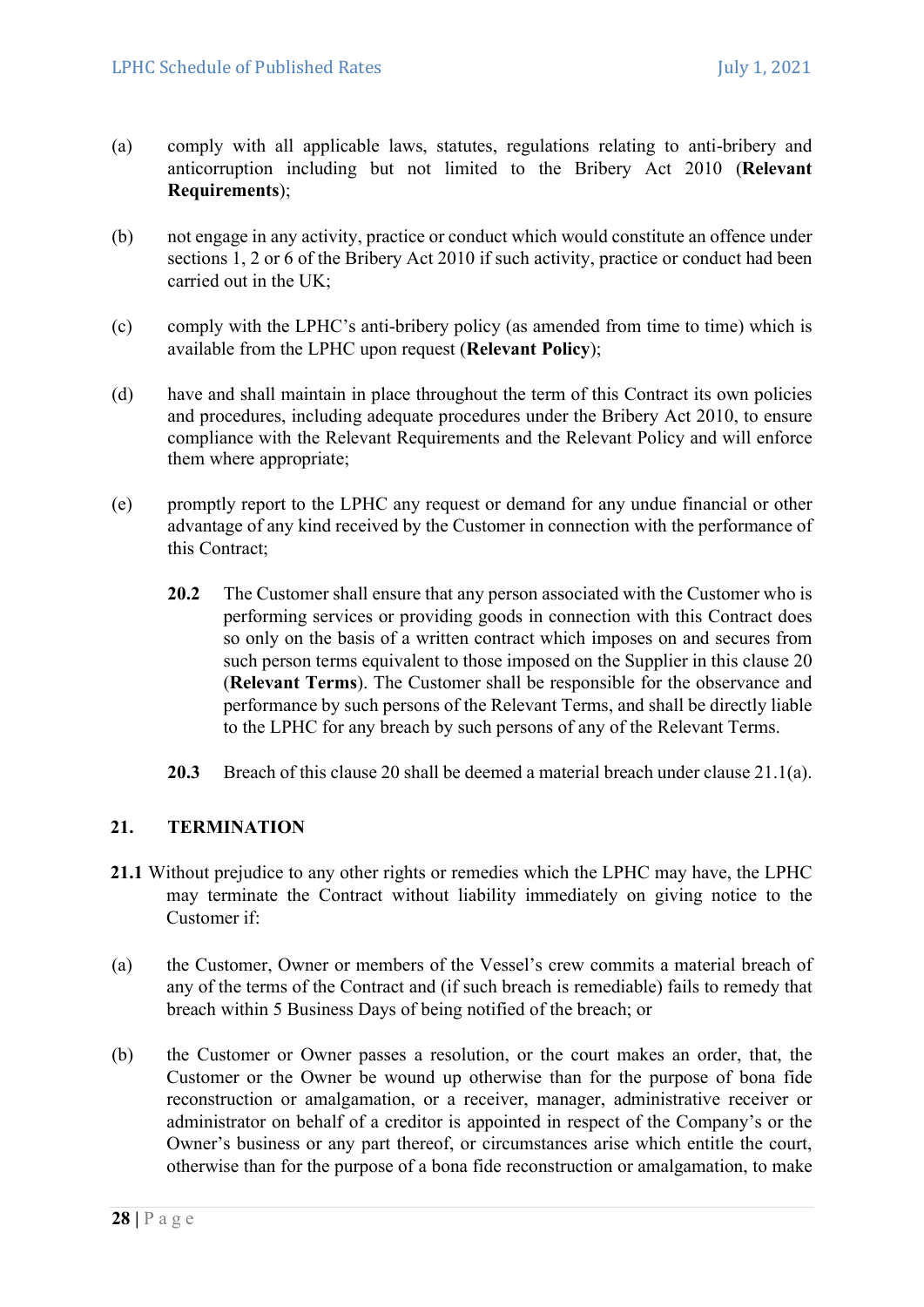(a) comply with all applicable laws, statutes, regulations relating to anti-bribery and anticorruption including but not limited to the Bribery Act 2010 (**Relevant Requirements**);

(b) not engage in any activity, practice or conduct which would constitute an offence under sections 1, 2 or 6 of the Bribery Act 2010 if such activity, practice or conduct had been carried out in the UK;

(c) comply with the LPHC's anti-bribery policy (as amended from time to time) which is available from the LPHC upon request (**Relevant Policy**);

(d) have and shall maintain in place throughout the term of this Contract its own policies and procedures, including adequate procedures under the Bribery Act 2010, to ensure compliance with the Relevant Requirements and the Relevant Policy and will enforce them where appropriate;

(e) promptly report to the LPHC any request or demand for any undue financial or other advantage of any kind received by the Customer in connection with the performance of this Contract;

**20.2** The Customer shall ensure that any person associated with the Customer who is performing services or providing goods in connection with this Contract does so only on the basis of a written contract which imposes on and secures from such person terms equivalent to those imposed on the Supplier in this clause 20 (**Relevant Terms**). The Customer shall be responsible for the observance and performance by such persons of the Relevant Terms, and shall be directly liable to the LPHC for any breach by such persons of any of the Relevant Terms.

**20.3** Breach of this clause 20 shall be deemed a material breach under clause 21.1(a).

## 21. TERMINATION

**21.1** Without prejudice to any other rights or remedies which the LPHC may have, the LPHC may terminate the Contract without liability immediately on giving notice to the Customer if:

(a) the Customer, Owner or members of the Vessel's crew commits a material breach of any of the terms of the Contract and (if such breach is remediable) fails to remedy that breach within 5 Business Days of being notified of the breach; or

(b) the Customer or Owner passes a resolution, or the court makes an order, that, the Customer or the Owner be wound up otherwise than for the purpose of bona fide reconstruction or amalgamation, or a receiver, manager, administrative receiver or administrator on behalf of a creditor is appointed in respect of the Company's or the Owner's business or any part thereof, or circumstances arise which entitle the court, otherwise than for the purpose of a bona fide reconstruction or amalgamation, to make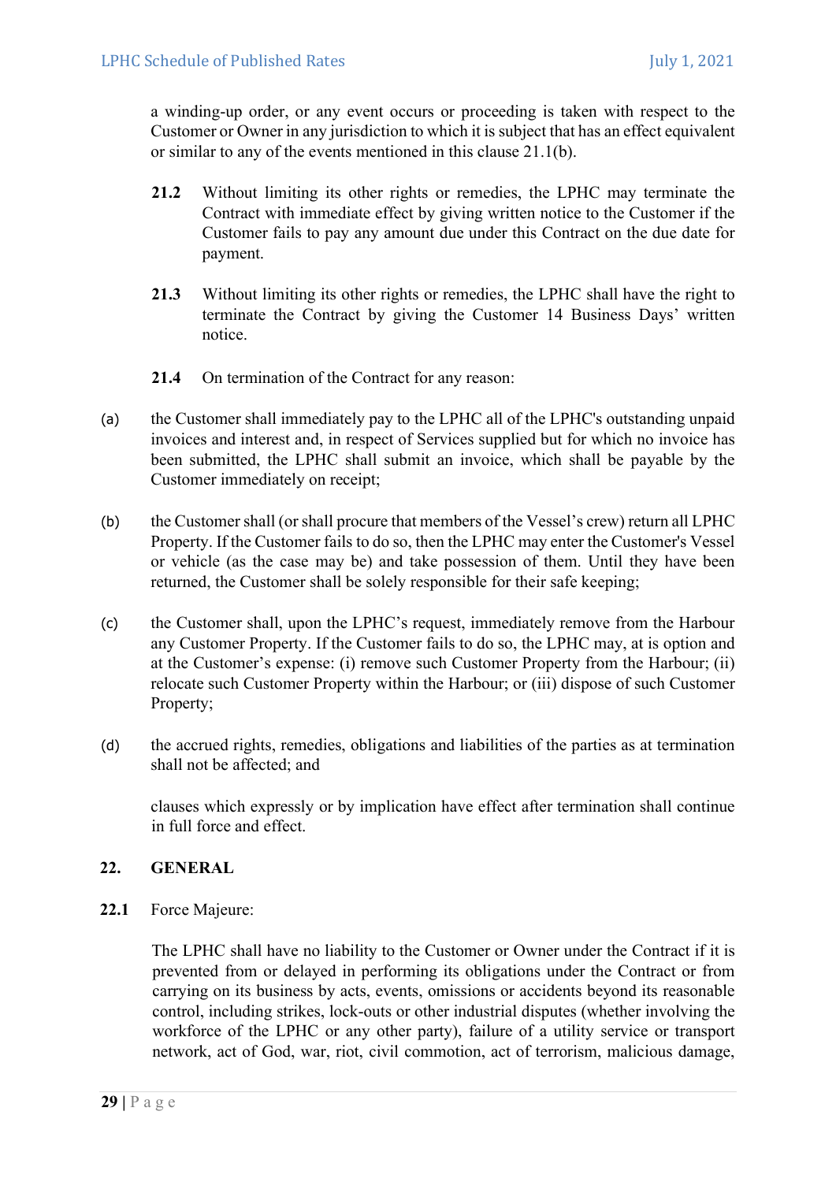a winding-up order, or any event occurs or proceeding is taken with respect to the Customer or Owner in any jurisdiction to which it is subject that has an effect equivalent or similar to any of the events mentioned in this clause 21.1(b).

**21.2** Without limiting its other rights or remedies, the LPHC may terminate the Contract with immediate effect by giving written notice to the Customer if the Customer fails to pay any amount due under this Contract on the due date for payment.

**21.3** Without limiting its other rights or remedies, the LPHC shall have the right to terminate the Contract by giving the Customer 14 Business Days' written notice.

**21.4** On termination of the Contract for any reason:

(a) the Customer shall immediately pay to the LPHC all of the LPHC's outstanding unpaid invoices and interest and, in respect of Services supplied but for which no invoice has been submitted, the LPHC shall submit an invoice, which shall be payable by the Customer immediately on receipt;

(b) the Customer shall (or shall procure that members of the Vessel's crew) return all LPHC Property. If the Customer fails to do so, then the LPHC may enter the Customer's Vessel or vehicle (as the case may be) and take possession of them. Until they have been returned, the Customer shall be solely responsible for their safe keeping;

(c) the Customer shall, upon the LPHC's request, immediately remove from the Harbour any Customer Property. If the Customer fails to do so, the LPHC may, at is option and at the Customer's expense: (i) remove such Customer Property from the Harbour; (ii) relocate such Customer Property within the Harbour; or (iii) dispose of such Customer Property;

(d) the accrued rights, remedies, obligations and liabilities of the parties as at termination shall not be affected; and

clauses which expressly or by implication have effect after termination shall continue in full force and effect.

## 22. GENERAL

**22.1** Force Majeure:

The LPHC shall have no liability to the Customer or Owner under the Contract if it is prevented from or delayed in performing its obligations under the Contract or from carrying on its business by acts, events, omissions or accidents beyond its reasonable control, including strikes, lock-outs or other industrial disputes (whether involving the workforce of the LPHC or any other party), failure of a utility service or transport network, act of God, war, riot, civil commotion, act of terrorism, malicious damage,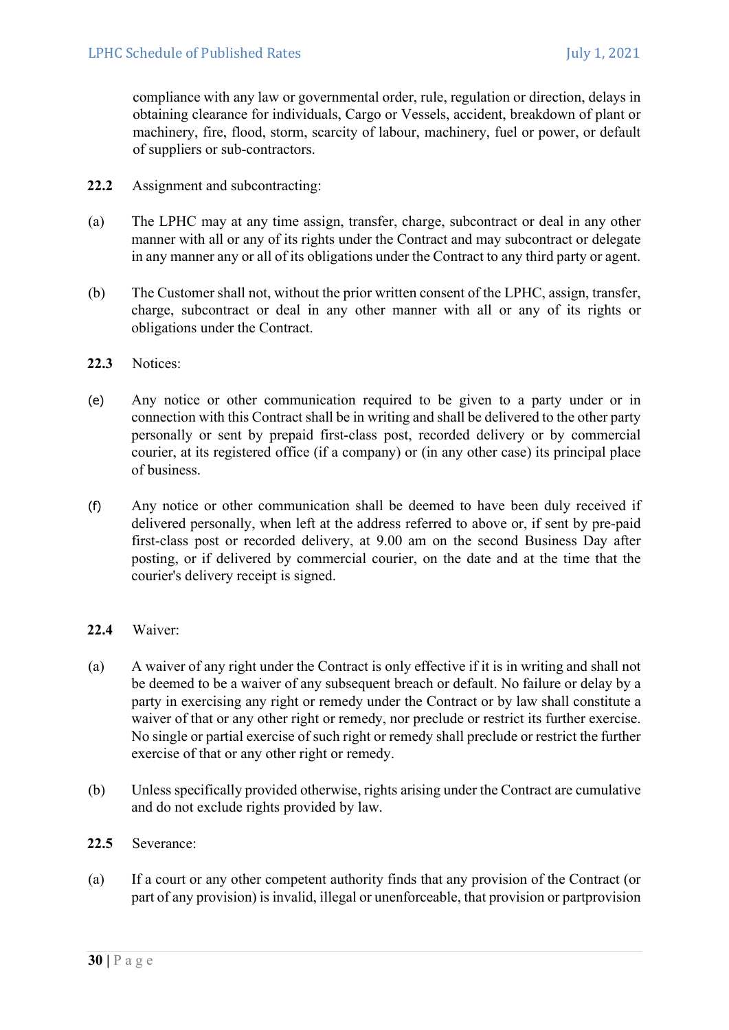compliance with any law or governmental order, rule, regulation or direction, delays in obtaining clearance for individuals, Cargo or Vessels, accident, breakdown of plant or machinery, fire, flood, storm, scarcity of labour, machinery, fuel or power, or default of suppliers or sub-contractors.

**22.2** Assignment and subcontracting:

(a) The LPHC may at any time assign, transfer, charge, subcontract or deal in any other manner with all or any of its rights under the Contract and may subcontract or delegate in any manner any or all of its obligations under the Contract to any third party or agent.

(b) The Customer shall not, without the prior written consent of the LPHC, assign, transfer, charge, subcontract or deal in any other manner with all or any of its rights or obligations under the Contract.

**22.3** Notices:

(e) Any notice or other communication required to be given to a party under or in connection with this Contract shall be in writing and shall be delivered to the other party personally or sent by prepaid first-class post, recorded delivery or by commercial courier, at its registered office (if a company) or (in any other case) its principal place of business.

(f) Any notice or other communication shall be deemed to have been duly received if delivered personally, when left at the address referred to above or, if sent by pre-paid first-class post or recorded delivery, at 9.00 am on the second Business Day after posting, or if delivered by commercial courier, on the date and at the time that the courier's delivery receipt is signed.

**22.4** Waiver:

(a) A waiver of any right under the Contract is only effective if it is in writing and shall not be deemed to be a waiver of any subsequent breach or default. No failure or delay by a party in exercising any right or remedy under the Contract or by law shall constitute a waiver of that or any other right or remedy, nor preclude or restrict its further exercise. No single or partial exercise of such right or remedy shall preclude or restrict the further exercise of that or any other right or remedy.

(b) Unless specifically provided otherwise, rights arising under the Contract are cumulative and do not exclude rights provided by law.

**22.5** Severance:

(a) If a court or any other competent authority finds that any provision of the Contract (or part of any provision) is invalid, illegal or unenforceable, that provision or partprovision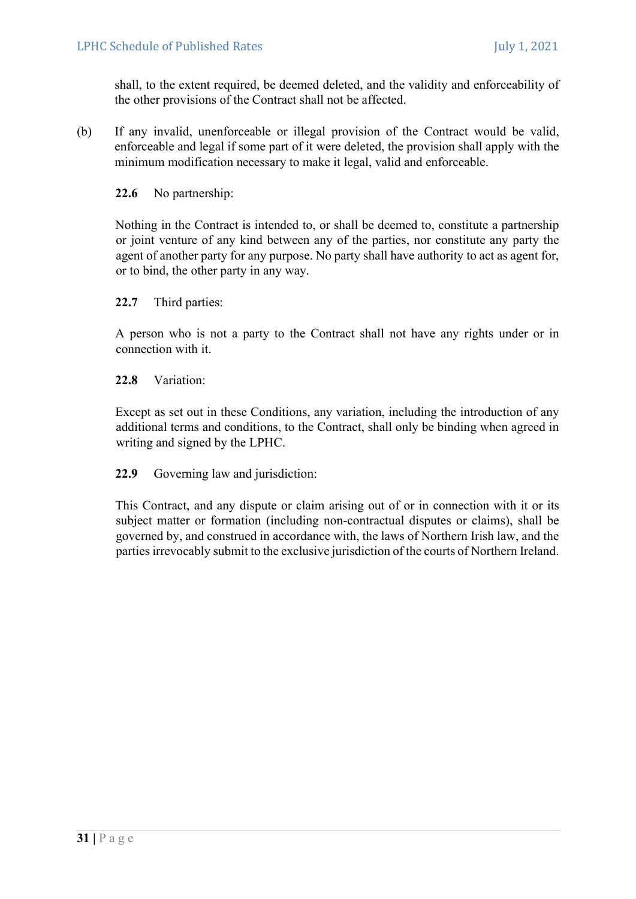shall, to the extent required, be deemed deleted, and the validity and enforceability of the other provisions of the Contract shall not be affected.

(b) If any invalid, unenforceable or illegal provision of the Contract would be valid, enforceable and legal if some part of it were deleted, the provision shall apply with the minimum modification necessary to make it legal, valid and enforceable.

**22.6** No partnership:

Nothing in the Contract is intended to, or shall be deemed to, constitute a partnership or joint venture of any kind between any of the parties, nor constitute any party the agent of another party for any purpose. No party shall have authority to act as agent for, or to bind, the other party in any way.

**22.7** Third parties:

A person who is not a party to the Contract shall not have any rights under or in connection with it.

**22.8** Variation:

Except as set out in these Conditions, any variation, including the introduction of any additional terms and conditions, to the Contract, shall only be binding when agreed in writing and signed by the LPHC.

**22.9** Governing law and jurisdiction:

This Contract, and any dispute or claim arising out of or in connection with it or its subject matter or formation (including non-contractual disputes or claims), shall be governed by, and construed in accordance with, the laws of Northern Irish law, and the parties irrevocably submit to the exclusive jurisdiction of the courts of Northern Ireland.